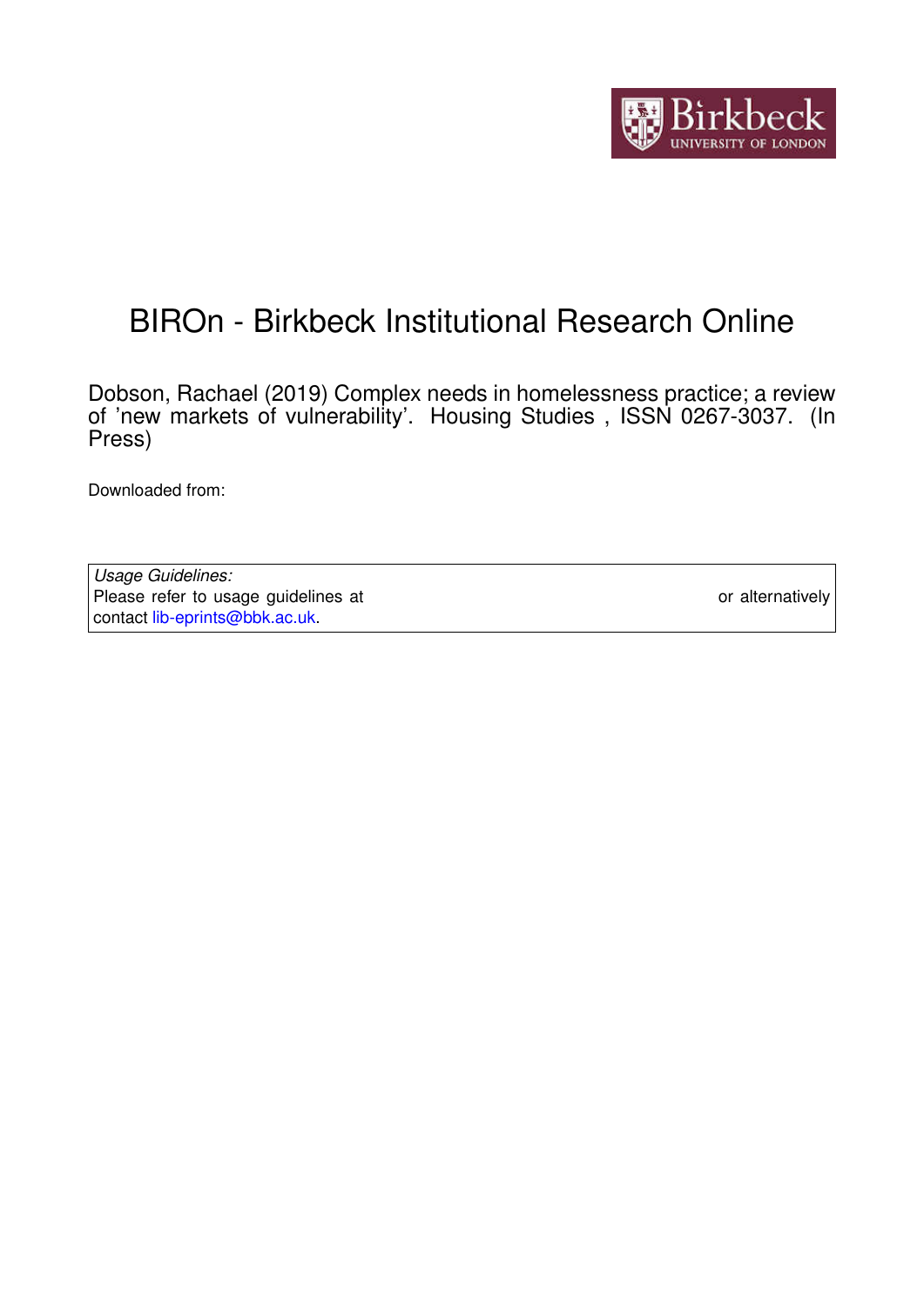# BIROn - Birkbeck Institutional Research Online

Dobson, Rachael (2019) Complex needs in homelessness practice; a review of 'new markets of vulnerability'. Housing Studies , ISSN 0267-3037. (In Press)

Downloaded from:

| *Usage Guidelines:* |
| --- |
| Please refer to usage guidelines at or alternatively contact lib-eprints@bbk.ac.uk. |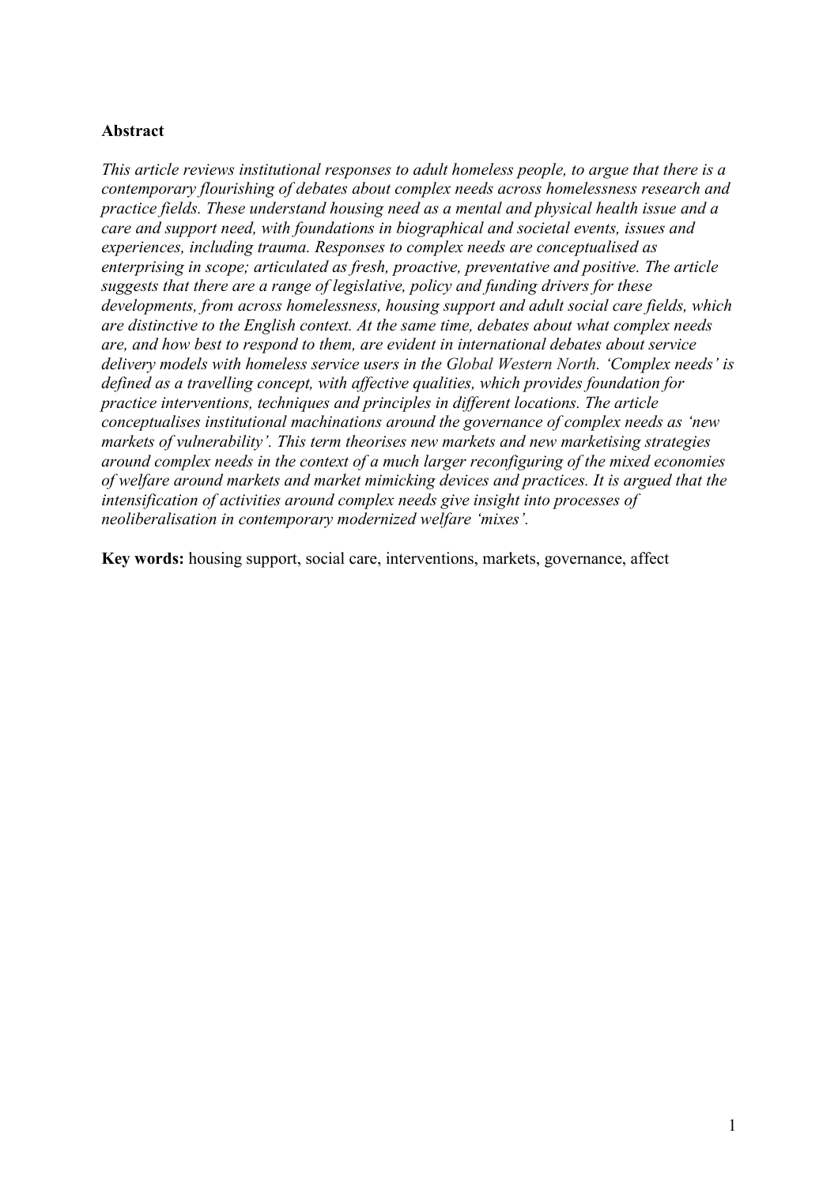**Abstract**

*This article reviews institutional responses to adult homeless people, to argue that there is a contemporary flourishing of debates about complex needs across homelessness research and practice fields. These understand housing need as a mental and physical health issue and a care and support need, with foundations in biographical and societal events, issues and experiences, including trauma. Responses to complex needs are conceptualised as enterprising in scope; articulated as fresh, proactive, preventative and positive. The article suggests that there are a range of legislative, policy and funding drivers for these developments, from across homelessness, housing support and adult social care fields, which are distinctive to the English context. At the same time, debates about what complex needs are, and how best to respond to them, are evident in international debates about service delivery models with homeless service users in the Global Western North. 'Complex needs' is defined as a travelling concept, with affective qualities, which provides foundation for practice interventions, techniques and principles in different locations. The article conceptualises institutional machinations around the governance of complex needs as 'new markets of vulnerability'. This term theorises new markets and new marketising strategies around complex needs in the context of a much larger reconfiguring of the mixed economies of welfare around markets and market mimicking devices and practices. It is argued that the intensification of activities around complex needs give insight into processes of neoliberalisation in contemporary modernized welfare 'mixes'.*

**Key words:** housing support, social care, interventions, markets, governance, affect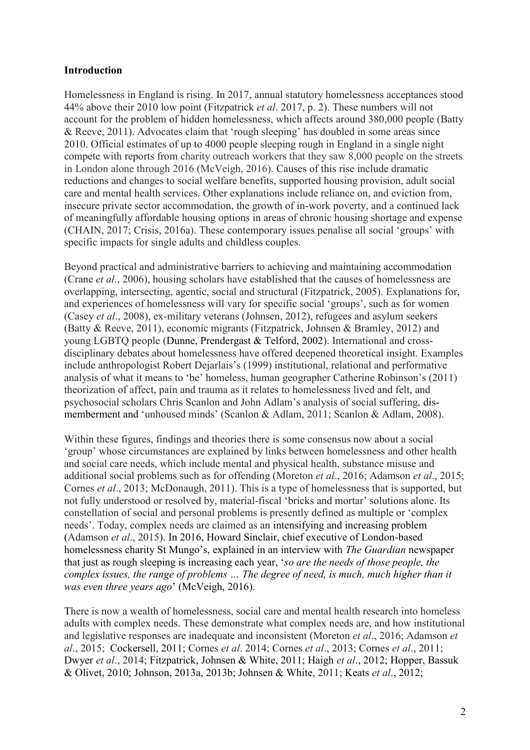**Introduction**

Homelessness in England is rising. In 2017, annual statutory homelessness acceptances stood 44% above their 2010 low point (Fitzpatrick *et al*. 2017, p. 2). These numbers will not account for the problem of hidden homelessness, which affects around 380,000 people (Batty & Reeve, 2011). Advocates claim that 'rough sleeping' has doubled in some areas since 2010. Official estimates of up to 4000 people sleeping rough in England in a single night compete with reports from charity outreach workers that they saw 8,000 people on the streets in London alone through 2016 (McVeigh, 2016). Causes of this rise include dramatic reductions and changes to social welfare benefits, supported housing provision, adult social care and mental health services. Other explanations include reliance on, and eviction from, insecure private sector accommodation, the growth of in-work poverty, and a continued lack of meaningfully affordable housing options in areas of chronic housing shortage and expense (CHAIN, 2017; Crisis, 2016a). These contemporary issues penalise all social 'groups' with specific impacts for single adults and childless couples.

Beyond practical and administrative barriers to achieving and maintaining accommodation (Crane *et al*., 2006), housing scholars have established that the causes of homelessness are overlapping, intersecting, agentic, social and structural (Fitzpatrick, 2005). Explanations for, and experiences of homelessness will vary for specific social 'groups', such as for women (Casey *et al*., 2008), ex-military veterans (Johnsen, 2012), refugees and asylum seekers (Batty & Reeve, 2011), economic migrants (Fitzpatrick, Johnsen & Bramley, 2012) and young LGBTQ people (Dunne, Prendergast & Telford, 2002). International and cross-disciplinary debates about homelessness have offered deepened theoretical insight. Examples include anthropologist Robert Dejarlais's (1999) institutional, relational and performative analysis of what it means to 'be' homeless, human geographer Catherine Robinson's (2011) theorization of affect, pain and trauma as it relates to homelessness lived and felt, and psychosocial scholars Chris Scanlon and John Adlam's analysis of social suffering, dis-memberment and 'unhoused minds' (Scanlon & Adlam, 2011; Scanlon & Adlam, 2008).

Within these figures, findings and theories there is some consensus now about a social 'group' whose circumstances are explained by links between homelessness and other health and social care needs, which include mental and physical health, substance misuse and additional social problems such as for offending (Moreton *et al*., 2016; Adamson *et al*., 2015; Cornes *et al*., 2013; McDonaugh, 2011). This is a type of homelessness that is supported, but not fully understood or resolved by, material-fiscal 'bricks and mortar' solutions alone. Its constellation of social and personal problems is presently defined as multiple or 'complex needs'. Today, complex needs are claimed as an intensifying and increasing problem (Adamson *et al*., 2015). In 2016, Howard Sinclair, chief executive of London-based homelessness charity St Mungo's, explained in an interview with *The Guardian* newspaper that just as rough sleeping is increasing each year, '*so are the needs of those people, the complex issues, the range of problems … The degree of need, is much, much higher than it was even three years ago*' (McVeigh, 2016).

There is now a wealth of homelessness, social care and mental health research into homeless adults with complex needs. These demonstrate what complex needs are, and how institutional and legislative responses are inadequate and inconsistent (Moreton *et al*., 2016; Adamson *et al*., 2015; Cockersell, 2011; Cornes *et al*. 2014; Cornes *et al*., 2013; Cornes *et al*., 2011; Dwyer *et al*., 2014; Fitzpatrick, Johnsen & White, 2011; Haigh *et al*., 2012; Hopper, Bassuk & Olivet, 2010; Johnson, 2013a, 2013b; Johnsen & White, 2011; Keats *et al*., 2012;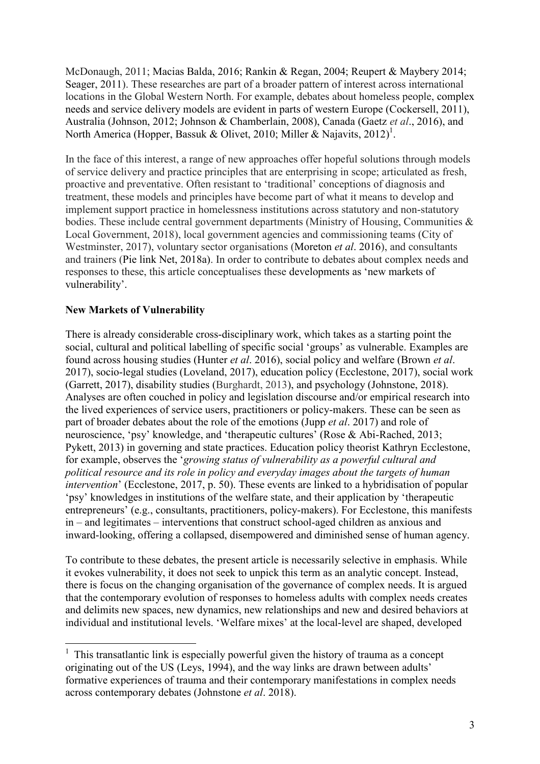McDonaugh, 2011; Macias Balda, 2016; Rankin & Regan, 2004; Reupert & Maybery 2014; Seager, 2011). These researches are part of a broader pattern of interest across international locations in the Global Western North. For example, debates about homeless people, complex needs and service delivery models are evident in parts of western Europe (Cockersell, 2011), Australia (Johnson, 2012; Johnson & Chamberlain, 2008), Canada (Gaetz *et al*., 2016), and North America (Hopper, Bassuk & Olivet, 2010; Miller & Najavits, 2012)[1].

In the face of this interest, a range of new approaches offer hopeful solutions through models of service delivery and practice principles that are enterprising in scope; articulated as fresh, proactive and preventative. Often resistant to 'traditional' conceptions of diagnosis and treatment, these models and principles have become part of what it means to develop and implement support practice in homelessness institutions across statutory and non-statutory bodies. These include central government departments (Ministry of Housing, Communities & Local Government, 2018), local government agencies and commissioning teams (City of Westminster, 2017), voluntary sector organisations (Moreton *et al*. 2016), and consultants and trainers (Pie link Net, 2018a). In order to contribute to debates about complex needs and responses to these, this article conceptualises these developments as 'new markets of vulnerability'.

**New Markets of Vulnerability**

There is already considerable cross-disciplinary work, which takes as a starting point the social, cultural and political labelling of specific social 'groups' as vulnerable. Examples are found across housing studies (Hunter *et al*. 2016), social policy and welfare (Brown *et al*. 2017), socio-legal studies (Loveland, 2017), education policy (Ecclestone, 2017), social work (Garrett, 2017), disability studies (Burghardt, 2013), and psychology (Johnstone, 2018). Analyses are often couched in policy and legislation discourse and/or empirical research into the lived experiences of service users, practitioners or policy-makers. These can be seen as part of broader debates about the role of the emotions (Jupp *et al*. 2017) and role of neuroscience, 'psy' knowledge, and 'therapeutic cultures' (Rose & Abi-Rached, 2013; Pykett, 2013) in governing and state practices. Education policy theorist Kathryn Ecclestone, for example, observes the '*growing status of vulnerability as a powerful cultural and political resource and its role in policy and everyday images about the targets of human intervention*' (Ecclestone, 2017, p. 50). These events are linked to a hybridisation of popular 'psy' knowledges in institutions of the welfare state, and their application by 'therapeutic entrepreneurs' (e.g., consultants, practitioners, policy-makers). For Ecclestone, this manifests in – and legitimates – interventions that construct school-aged children as anxious and inward-looking, offering a collapsed, disempowered and diminished sense of human agency.

To contribute to these debates, the present article is necessarily selective in emphasis. While it evokes vulnerability, it does not seek to unpick this term as an analytic concept. Instead, there is focus on the changing organisation of the governance of complex needs. It is argued that the contemporary evolution of responses to homeless adults with complex needs creates and delimits new spaces, new dynamics, new relationships and new and desired behaviors at individual and institutional levels. 'Welfare mixes' at the local-level are shaped, developed

[1] This transatlantic link is especially powerful given the history of trauma as a concept originating out of the US (Leys, 1994), and the way links are drawn between adults' formative experiences of trauma and their contemporary manifestations in complex needs across contemporary debates (Johnstone *et al*. 2018).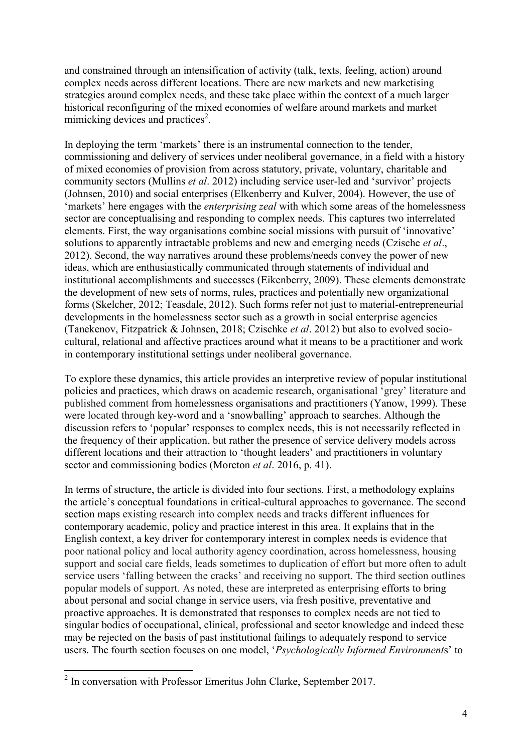and constrained through an intensification of activity (talk, texts, feeling, action) around complex needs across different locations. There are new markets and new marketising strategies around complex needs, and these take place within the context of a much larger historical reconfiguring of the mixed economies of welfare around markets and market mimicking devices and practices[2].

In deploying the term 'markets' there is an instrumental connection to the tender, commissioning and delivery of services under neoliberal governance, in a field with a history of mixed economies of provision from across statutory, private, voluntary, charitable and community sectors (Mullins *et al*. 2012) including service user-led and 'survivor' projects (Johnsen, 2010) and social enterprises (Elkenberry and Kulver, 2004). However, the use of 'markets' here engages with the *enterprising zeal* with which some areas of the homelessness sector are conceptualising and responding to complex needs. This captures two interrelated elements. First, the way organisations combine social missions with pursuit of 'innovative' solutions to apparently intractable problems and new and emerging needs (Czische *et al*., 2012). Second, the way narratives around these problems/needs convey the power of new ideas, which are enthusiastically communicated through statements of individual and institutional accomplishments and successes (Eikenberry, 2009). These elements demonstrate the development of new sets of norms, rules, practices and potentially new organizational forms (Skelcher, 2012; Teasdale, 2012). Such forms refer not just to material-entrepreneurial developments in the homelessness sector such as a growth in social enterprise agencies (Tanekenov, Fitzpatrick & Johnsen, 2018; Czischke *et al*. 2012) but also to evolved socio-cultural, relational and affective practices around what it means to be a practitioner and work in contemporary institutional settings under neoliberal governance.

To explore these dynamics, this article provides an interpretive review of popular institutional policies and practices, which draws on academic research, organisational 'grey' literature and published comment from homelessness organisations and practitioners (Yanow, 1999). These were located through key-word and a 'snowballing' approach to searches. Although the discussion refers to 'popular' responses to complex needs, this is not necessarily reflected in the frequency of their application, but rather the presence of service delivery models across different locations and their attraction to 'thought leaders' and practitioners in voluntary sector and commissioning bodies (Moreton *et al*. 2016, p. 41).

In terms of structure, the article is divided into four sections. First, a methodology explains the article's conceptual foundations in critical-cultural approaches to governance. The second section maps existing research into complex needs and tracks different influences for contemporary academic, policy and practice interest in this area. It explains that in the English context, a key driver for contemporary interest in complex needs is evidence that poor national policy and local authority agency coordination, across homelessness, housing support and social care fields, leads sometimes to duplication of effort but more often to adult service users 'falling between the cracks' and receiving no support. The third section outlines popular models of support. As noted, these are interpreted as enterprising efforts to bring about personal and social change in service users, via fresh positive, preventative and proactive approaches. It is demonstrated that responses to complex needs are not tied to singular bodies of occupational, clinical, professional and sector knowledge and indeed these may be rejected on the basis of past institutional failings to adequately respond to service users. The fourth section focuses on one model, '*Psychologically Informed Environment*s' to

[2] In conversation with Professor Emeritus John Clarke, September 2017.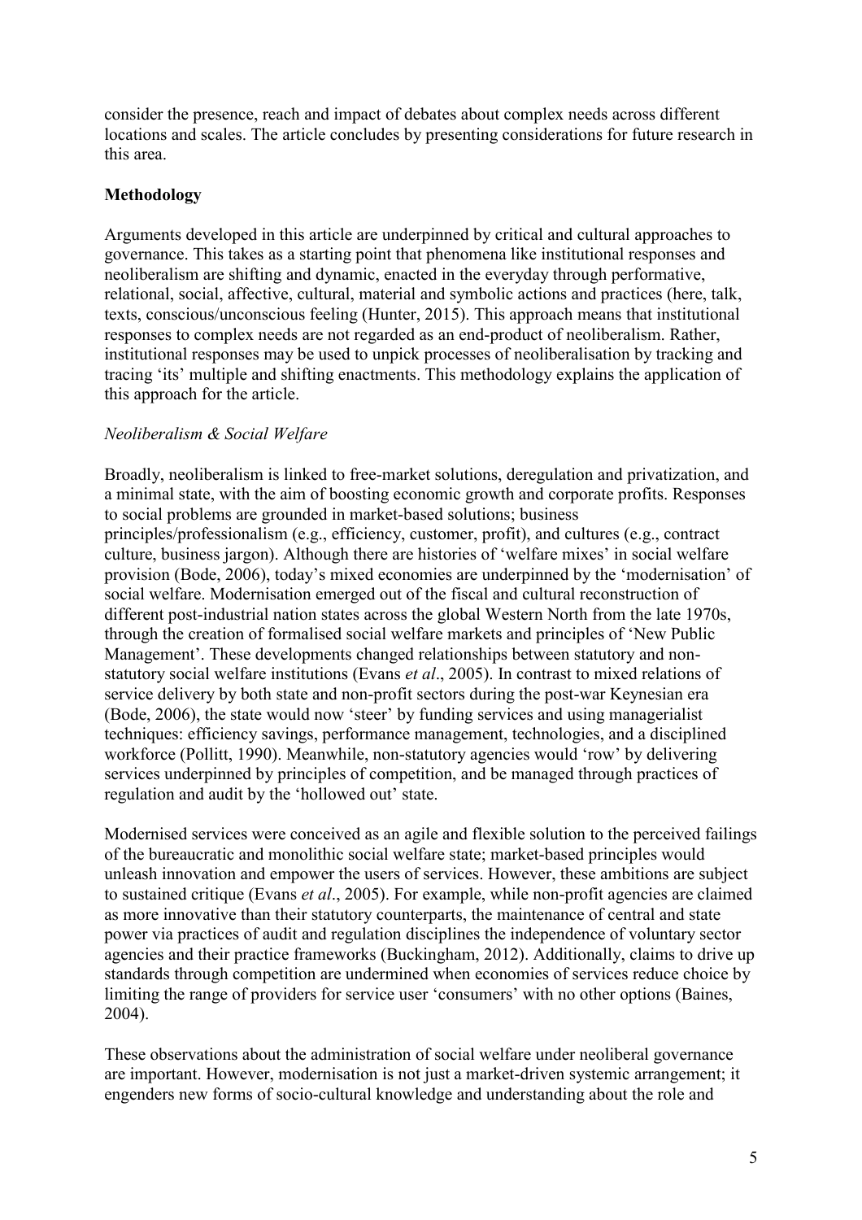consider the presence, reach and impact of debates about complex needs across different locations and scales. The article concludes by presenting considerations for future research in this area.

## Methodology

Arguments developed in this article are underpinned by critical and cultural approaches to governance. This takes as a starting point that phenomena like institutional responses and neoliberalism are shifting and dynamic, enacted in the everyday through performative, relational, social, affective, cultural, material and symbolic actions and practices (here, talk, texts, conscious/unconscious feeling (Hunter, 2015). This approach means that institutional responses to complex needs are not regarded as an end-product of neoliberalism. Rather, institutional responses may be used to unpick processes of neoliberalisation by tracking and tracing 'its' multiple and shifting enactments. This methodology explains the application of this approach for the article.

### *Neoliberalism & Social Welfare*

Broadly, neoliberalism is linked to free-market solutions, deregulation and privatization, and a minimal state, with the aim of boosting economic growth and corporate profits. Responses to social problems are grounded in market-based solutions; business principles/professionalism (e.g., efficiency, customer, profit), and cultures (e.g., contract culture, business jargon). Although there are histories of 'welfare mixes' in social welfare provision (Bode, 2006), today's mixed economies are underpinned by the 'modernisation' of social welfare. Modernisation emerged out of the fiscal and cultural reconstruction of different post-industrial nation states across the global Western North from the late 1970s, through the creation of formalised social welfare markets and principles of 'New Public Management'. These developments changed relationships between statutory and non-statutory social welfare institutions (Evans *et al*., 2005). In contrast to mixed relations of service delivery by both state and non-profit sectors during the post-war Keynesian era (Bode, 2006), the state would now 'steer' by funding services and using managerialist techniques: efficiency savings, performance management, technologies, and a disciplined workforce (Pollitt, 1990). Meanwhile, non-statutory agencies would 'row' by delivering services underpinned by principles of competition, and be managed through practices of regulation and audit by the 'hollowed out' state.

Modernised services were conceived as an agile and flexible solution to the perceived failings of the bureaucratic and monolithic social welfare state; market-based principles would unleash innovation and empower the users of services. However, these ambitions are subject to sustained critique (Evans *et al*., 2005). For example, while non-profit agencies are claimed as more innovative than their statutory counterparts, the maintenance of central and state power via practices of audit and regulation disciplines the independence of voluntary sector agencies and their practice frameworks (Buckingham, 2012). Additionally, claims to drive up standards through competition are undermined when economies of services reduce choice by limiting the range of providers for service user 'consumers' with no other options (Baines, 2004).

These observations about the administration of social welfare under neoliberal governance are important. However, modernisation is not just a market-driven systemic arrangement; it engenders new forms of socio-cultural knowledge and understanding about the role and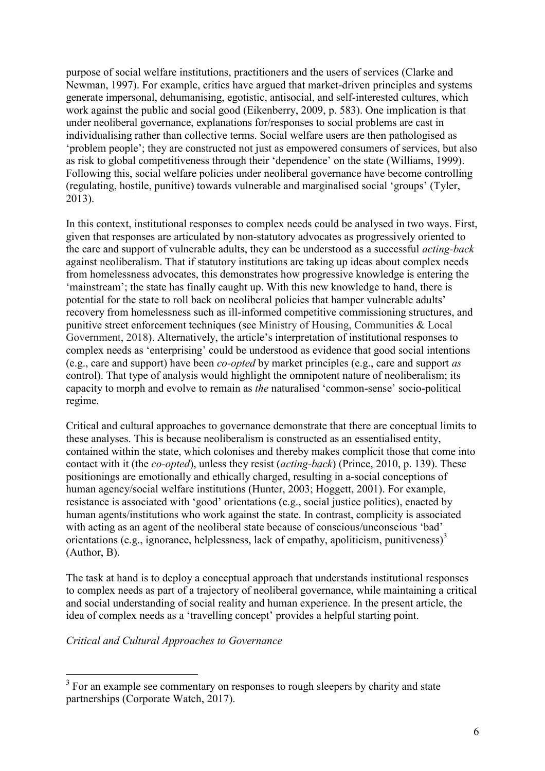purpose of social welfare institutions, practitioners and the users of services (Clarke and Newman, 1997). For example, critics have argued that market-driven principles and systems generate impersonal, dehumanising, egotistic, antisocial, and self-interested cultures, which work against the public and social good (Eikenberry, 2009, p. 583). One implication is that under neoliberal governance, explanations for/responses to social problems are cast in individualising rather than collective terms. Social welfare users are then pathologised as 'problem people'; they are constructed not just as empowered consumers of services, but also as risk to global competitiveness through their 'dependence' on the state (Williams, 1999). Following this, social welfare policies under neoliberal governance have become controlling (regulating, hostile, punitive) towards vulnerable and marginalised social 'groups' (Tyler, 2013).

In this context, institutional responses to complex needs could be analysed in two ways. First, given that responses are articulated by non-statutory advocates as progressively oriented to the care and support of vulnerable adults, they can be understood as a successful *acting-back* against neoliberalism. That if statutory institutions are taking up ideas about complex needs from homelessness advocates, this demonstrates how progressive knowledge is entering the 'mainstream'; the state has finally caught up. With this new knowledge to hand, there is potential for the state to roll back on neoliberal policies that hamper vulnerable adults' recovery from homelessness such as ill-informed competitive commissioning structures, and punitive street enforcement techniques (see Ministry of Housing, Communities & Local Government, 2018). Alternatively, the article's interpretation of institutional responses to complex needs as 'enterprising' could be understood as evidence that good social intentions (e.g., care and support) have been *co-opted* by market principles (e.g., care and support *as* control). That type of analysis would highlight the omnipotent nature of neoliberalism; its capacity to morph and evolve to remain as *the* naturalised 'common-sense' socio-political regime.

Critical and cultural approaches to governance demonstrate that there are conceptual limits to these analyses. This is because neoliberalism is constructed as an essentialised entity, contained within the state, which colonises and thereby makes complicit those that come into contact with it (the *co-opted*), unless they resist (*acting-back*) (Prince, 2010, p. 139). These positionings are emotionally and ethically charged, resulting in a-social conceptions of human agency/social welfare institutions (Hunter, 2003; Hoggett, 2001). For example, resistance is associated with 'good' orientations (e.g., social justice politics), enacted by human agents/institutions who work against the state. In contrast, complicity is associated with acting as an agent of the neoliberal state because of conscious/unconscious 'bad' orientations (e.g., ignorance, helplessness, lack of empathy, apoliticism, punitiveness)[3] (Author, B).

The task at hand is to deploy a conceptual approach that understands institutional responses to complex needs as part of a trajectory of neoliberal governance, while maintaining a critical and social understanding of social reality and human experience. In the present article, the idea of complex needs as a 'travelling concept' provides a helpful starting point.

*Critical and Cultural Approaches to Governance*

[3] For an example see commentary on responses to rough sleepers by charity and state partnerships (Corporate Watch, 2017).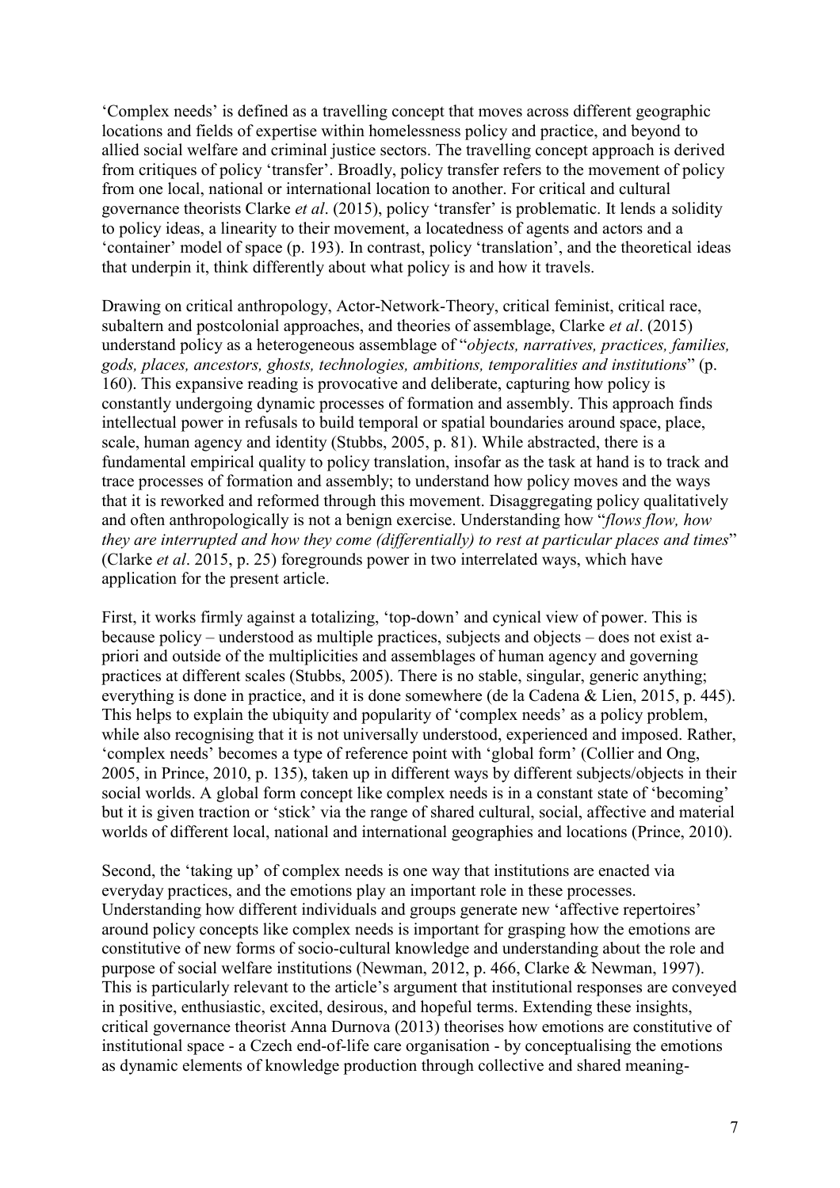'Complex needs' is defined as a travelling concept that moves across different geographic locations and fields of expertise within homelessness policy and practice, and beyond to allied social welfare and criminal justice sectors. The travelling concept approach is derived from critiques of policy 'transfer'. Broadly, policy transfer refers to the movement of policy from one local, national or international location to another. For critical and cultural governance theorists Clarke *et al*. (2015), policy 'transfer' is problematic. It lends a solidity to policy ideas, a linearity to their movement, a locatedness of agents and actors and a 'container' model of space (p. 193). In contrast, policy 'translation', and the theoretical ideas that underpin it, think differently about what policy is and how it travels.

Drawing on critical anthropology, Actor-Network-Theory, critical feminist, critical race, subaltern and postcolonial approaches, and theories of assemblage, Clarke *et al*. (2015) understand policy as a heterogeneous assemblage of "*objects, narratives, practices, families, gods, places, ancestors, ghosts, technologies, ambitions, temporalities and institutions*" (p. 160). This expansive reading is provocative and deliberate, capturing how policy is constantly undergoing dynamic processes of formation and assembly. This approach finds intellectual power in refusals to build temporal or spatial boundaries around space, place, scale, human agency and identity (Stubbs, 2005, p. 81). While abstracted, there is a fundamental empirical quality to policy translation, insofar as the task at hand is to track and trace processes of formation and assembly; to understand how policy moves and the ways that it is reworked and reformed through this movement. Disaggregating policy qualitatively and often anthropologically is not a benign exercise. Understanding how "*flows flow, how they are interrupted and how they come (differentially) to rest at particular places and times*" (Clarke *et al*. 2015, p. 25) foregrounds power in two interrelated ways, which have application for the present article.

First, it works firmly against a totalizing, 'top-down' and cynical view of power. This is because policy – understood as multiple practices, subjects and objects – does not exist a-priori and outside of the multiplicities and assemblages of human agency and governing practices at different scales (Stubbs, 2005). There is no stable, singular, generic anything; everything is done in practice, and it is done somewhere (de la Cadena & Lien, 2015, p. 445). This helps to explain the ubiquity and popularity of 'complex needs' as a policy problem, while also recognising that it is not universally understood, experienced and imposed. Rather, 'complex needs' becomes a type of reference point with 'global form' (Collier and Ong, 2005, in Prince, 2010, p. 135), taken up in different ways by different subjects/objects in their social worlds. A global form concept like complex needs is in a constant state of 'becoming' but it is given traction or 'stick' via the range of shared cultural, social, affective and material worlds of different local, national and international geographies and locations (Prince, 2010).

Second, the 'taking up' of complex needs is one way that institutions are enacted via everyday practices, and the emotions play an important role in these processes. Understanding how different individuals and groups generate new 'affective repertoires' around policy concepts like complex needs is important for grasping how the emotions are constitutive of new forms of socio-cultural knowledge and understanding about the role and purpose of social welfare institutions (Newman, 2012, p. 466, Clarke & Newman, 1997). This is particularly relevant to the article's argument that institutional responses are conveyed in positive, enthusiastic, excited, desirous, and hopeful terms. Extending these insights, critical governance theorist Anna Durnova (2013) theorises how emotions are constitutive of institutional space - a Czech end-of-life care organisation - by conceptualising the emotions as dynamic elements of knowledge production through collective and shared meaning-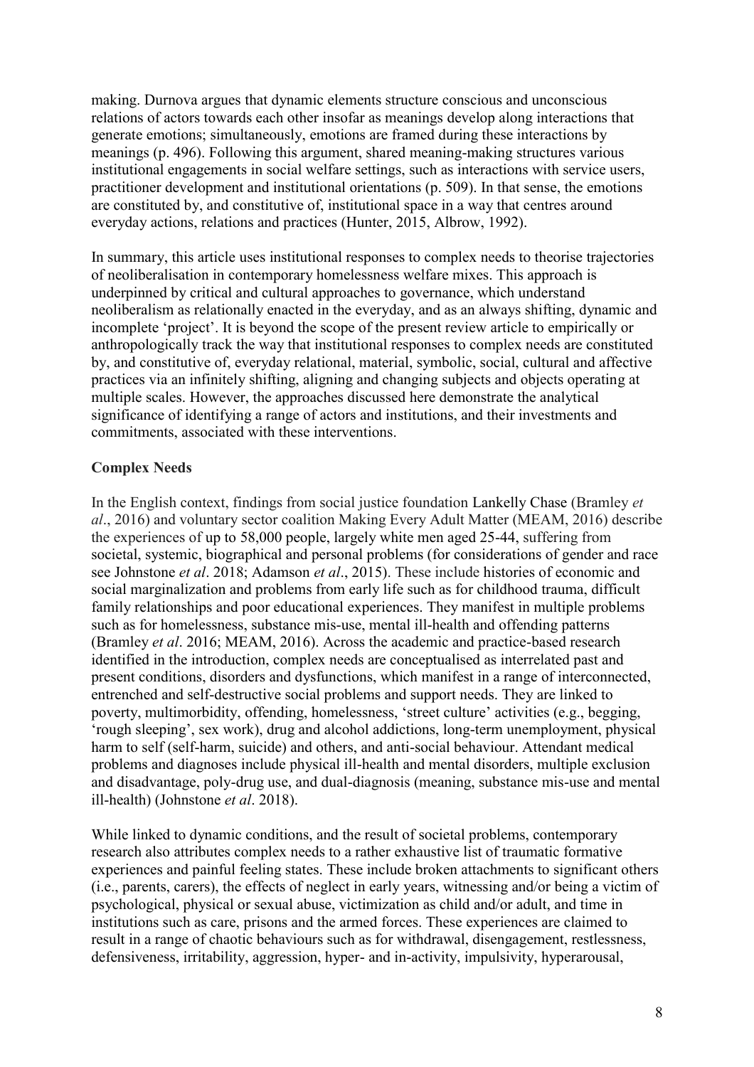making. Durnova argues that dynamic elements structure conscious and unconscious relations of actors towards each other insofar as meanings develop along interactions that generate emotions; simultaneously, emotions are framed during these interactions by meanings (p. 496). Following this argument, shared meaning-making structures various institutional engagements in social welfare settings, such as interactions with service users, practitioner development and institutional orientations (p. 509). In that sense, the emotions are constituted by, and constitutive of, institutional space in a way that centres around everyday actions, relations and practices (Hunter, 2015, Albrow, 1992).

In summary, this article uses institutional responses to complex needs to theorise trajectories of neoliberalisation in contemporary homelessness welfare mixes. This approach is underpinned by critical and cultural approaches to governance, which understand neoliberalism as relationally enacted in the everyday, and as an always shifting, dynamic and incomplete 'project'. It is beyond the scope of the present review article to empirically or anthropologically track the way that institutional responses to complex needs are constituted by, and constitutive of, everyday relational, material, symbolic, social, cultural and affective practices via an infinitely shifting, aligning and changing subjects and objects operating at multiple scales. However, the approaches discussed here demonstrate the analytical significance of identifying a range of actors and institutions, and their investments and commitments, associated with these interventions.

## Complex Needs

In the English context, findings from social justice foundation Lankelly Chase (Bramley *et al*., 2016) and voluntary sector coalition Making Every Adult Matter (MEAM, 2016) describe the experiences of up to 58,000 people, largely white men aged 25-44, suffering from societal, systemic, biographical and personal problems (for considerations of gender and race see Johnstone *et al*. 2018; Adamson *et al*., 2015). These include histories of economic and social marginalization and problems from early life such as for childhood trauma, difficult family relationships and poor educational experiences. They manifest in multiple problems such as for homelessness, substance mis-use, mental ill-health and offending patterns (Bramley *et al*. 2016; MEAM, 2016). Across the academic and practice-based research identified in the introduction, complex needs are conceptualised as interrelated past and present conditions, disorders and dysfunctions, which manifest in a range of interconnected, entrenched and self-destructive social problems and support needs. They are linked to poverty, multimorbidity, offending, homelessness, 'street culture' activities (e.g., begging, 'rough sleeping', sex work), drug and alcohol addictions, long-term unemployment, physical harm to self (self-harm, suicide) and others, and anti-social behaviour. Attendant medical problems and diagnoses include physical ill-health and mental disorders, multiple exclusion and disadvantage, poly-drug use, and dual-diagnosis (meaning, substance mis-use and mental ill-health) (Johnstone *et al*. 2018).

While linked to dynamic conditions, and the result of societal problems, contemporary research also attributes complex needs to a rather exhaustive list of traumatic formative experiences and painful feeling states. These include broken attachments to significant others (i.e., parents, carers), the effects of neglect in early years, witnessing and/or being a victim of psychological, physical or sexual abuse, victimization as child and/or adult, and time in institutions such as care, prisons and the armed forces. These experiences are claimed to result in a range of chaotic behaviours such as for withdrawal, disengagement, restlessness, defensiveness, irritability, aggression, hyper- and in-activity, impulsivity, hyperarousal,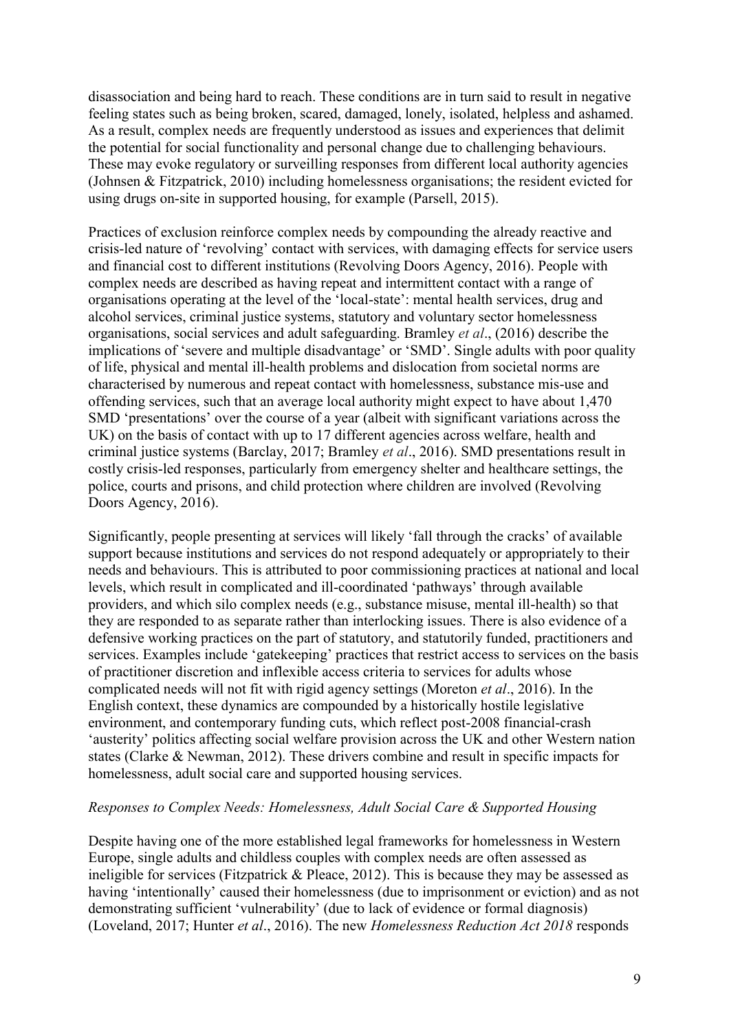disassociation and being hard to reach. These conditions are in turn said to result in negative feeling states such as being broken, scared, damaged, lonely, isolated, helpless and ashamed. As a result, complex needs are frequently understood as issues and experiences that delimit the potential for social functionality and personal change due to challenging behaviours. These may evoke regulatory or surveilling responses from different local authority agencies (Johnsen & Fitzpatrick, 2010) including homelessness organisations; the resident evicted for using drugs on-site in supported housing, for example (Parsell, 2015).

Practices of exclusion reinforce complex needs by compounding the already reactive and crisis-led nature of 'revolving' contact with services, with damaging effects for service users and financial cost to different institutions (Revolving Doors Agency, 2016). People with complex needs are described as having repeat and intermittent contact with a range of organisations operating at the level of the 'local-state': mental health services, drug and alcohol services, criminal justice systems, statutory and voluntary sector homelessness organisations, social services and adult safeguarding. Bramley *et al*., (2016) describe the implications of 'severe and multiple disadvantage' or 'SMD'. Single adults with poor quality of life, physical and mental ill-health problems and dislocation from societal norms are characterised by numerous and repeat contact with homelessness, substance mis-use and offending services, such that an average local authority might expect to have about 1,470 SMD 'presentations' over the course of a year (albeit with significant variations across the UK) on the basis of contact with up to 17 different agencies across welfare, health and criminal justice systems (Barclay, 2017; Bramley *et al*., 2016). SMD presentations result in costly crisis-led responses, particularly from emergency shelter and healthcare settings, the police, courts and prisons, and child protection where children are involved (Revolving Doors Agency, 2016).

Significantly, people presenting at services will likely 'fall through the cracks' of available support because institutions and services do not respond adequately or appropriately to their needs and behaviours. This is attributed to poor commissioning practices at national and local levels, which result in complicated and ill-coordinated 'pathways' through available providers, and which silo complex needs (e.g., substance misuse, mental ill-health) so that they are responded to as separate rather than interlocking issues. There is also evidence of a defensive working practices on the part of statutory, and statutorily funded, practitioners and services. Examples include 'gatekeeping' practices that restrict access to services on the basis of practitioner discretion and inflexible access criteria to services for adults whose complicated needs will not fit with rigid agency settings (Moreton *et al*., 2016). In the English context, these dynamics are compounded by a historically hostile legislative environment, and contemporary funding cuts, which reflect post-2008 financial-crash 'austerity' politics affecting social welfare provision across the UK and other Western nation states (Clarke & Newman, 2012). These drivers combine and result in specific impacts for homelessness, adult social care and supported housing services.

*Responses to Complex Needs: Homelessness, Adult Social Care & Supported Housing*

Despite having one of the more established legal frameworks for homelessness in Western Europe, single adults and childless couples with complex needs are often assessed as ineligible for services (Fitzpatrick & Pleace, 2012). This is because they may be assessed as having 'intentionally' caused their homelessness (due to imprisonment or eviction) and as not demonstrating sufficient 'vulnerability' (due to lack of evidence or formal diagnosis) (Loveland, 2017; Hunter *et al*., 2016). The new *Homelessness Reduction Act 2018* responds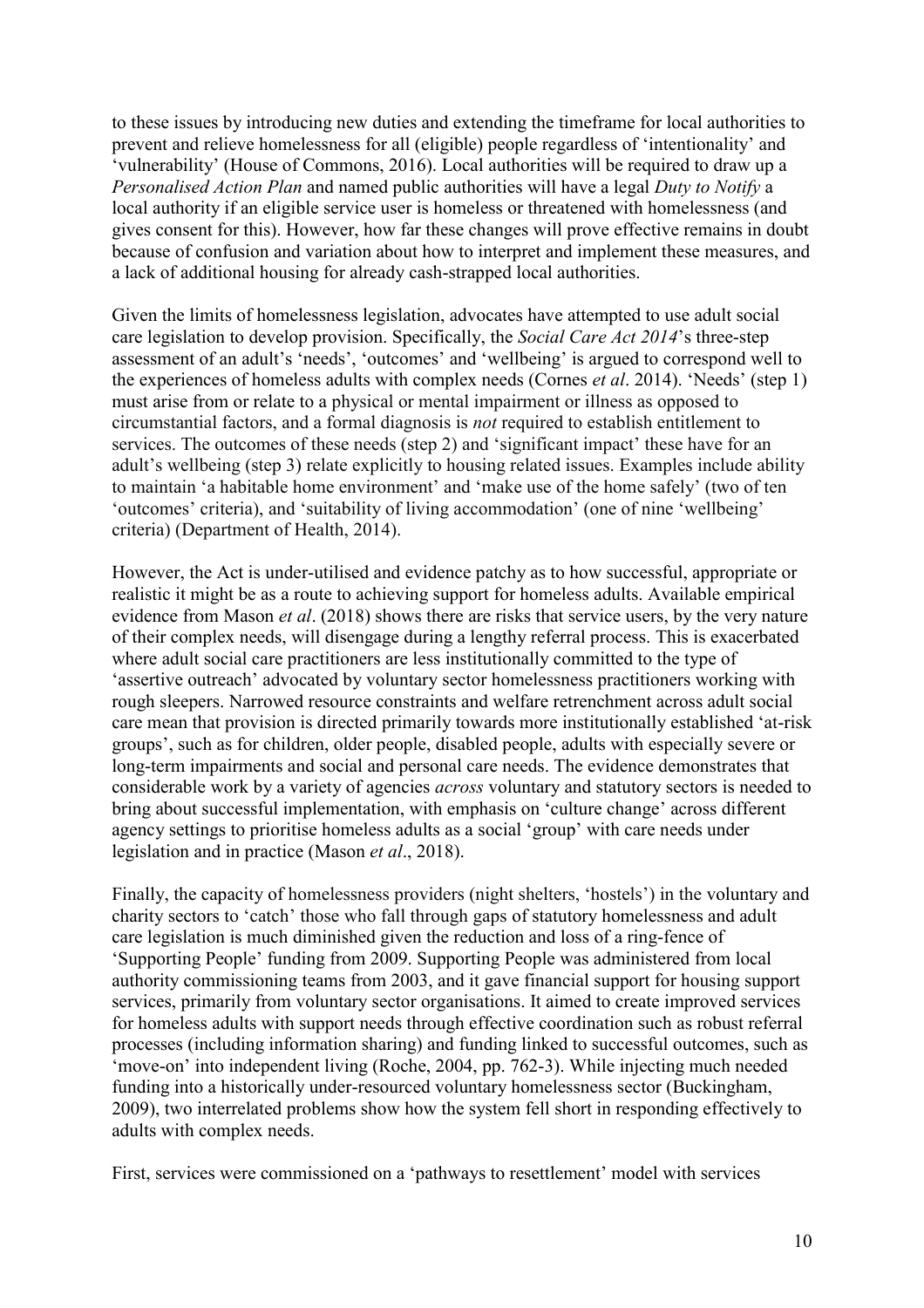to these issues by introducing new duties and extending the timeframe for local authorities to prevent and relieve homelessness for all (eligible) people regardless of 'intentionality' and 'vulnerability' (House of Commons, 2016). Local authorities will be required to draw up a *Personalised Action Plan* and named public authorities will have a legal *Duty to Notify* a local authority if an eligible service user is homeless or threatened with homelessness (and gives consent for this). However, how far these changes will prove effective remains in doubt because of confusion and variation about how to interpret and implement these measures, and a lack of additional housing for already cash-strapped local authorities.

Given the limits of homelessness legislation, advocates have attempted to use adult social care legislation to develop provision. Specifically, the *Social Care Act 2014*'s three-step assessment of an adult's 'needs', 'outcomes' and 'wellbeing' is argued to correspond well to the experiences of homeless adults with complex needs (Cornes *et al*. 2014). 'Needs' (step 1) must arise from or relate to a physical or mental impairment or illness as opposed to circumstantial factors, and a formal diagnosis is *not* required to establish entitlement to services. The outcomes of these needs (step 2) and 'significant impact' these have for an adult's wellbeing (step 3) relate explicitly to housing related issues. Examples include ability to maintain 'a habitable home environment' and 'make use of the home safely' (two of ten 'outcomes' criteria), and 'suitability of living accommodation' (one of nine 'wellbeing' criteria) (Department of Health, 2014).

However, the Act is under-utilised and evidence patchy as to how successful, appropriate or realistic it might be as a route to achieving support for homeless adults. Available empirical evidence from Mason *et al*. (2018) shows there are risks that service users, by the very nature of their complex needs, will disengage during a lengthy referral process. This is exacerbated where adult social care practitioners are less institutionally committed to the type of 'assertive outreach' advocated by voluntary sector homelessness practitioners working with rough sleepers. Narrowed resource constraints and welfare retrenchment across adult social care mean that provision is directed primarily towards more institutionally established 'at-risk groups', such as for children, older people, disabled people, adults with especially severe or long-term impairments and social and personal care needs. The evidence demonstrates that considerable work by a variety of agencies *across* voluntary and statutory sectors is needed to bring about successful implementation, with emphasis on 'culture change' across different agency settings to prioritise homeless adults as a social 'group' with care needs under legislation and in practice (Mason *et al*., 2018).

Finally, the capacity of homelessness providers (night shelters, 'hostels') in the voluntary and charity sectors to 'catch' those who fall through gaps of statutory homelessness and adult care legislation is much diminished given the reduction and loss of a ring-fence of 'Supporting People' funding from 2009. Supporting People was administered from local authority commissioning teams from 2003, and it gave financial support for housing support services, primarily from voluntary sector organisations. It aimed to create improved services for homeless adults with support needs through effective coordination such as robust referral processes (including information sharing) and funding linked to successful outcomes, such as 'move-on' into independent living (Roche, 2004, pp. 762-3). While injecting much needed funding into a historically under-resourced voluntary homelessness sector (Buckingham, 2009), two interrelated problems show how the system fell short in responding effectively to adults with complex needs.

First, services were commissioned on a 'pathways to resettlement' model with services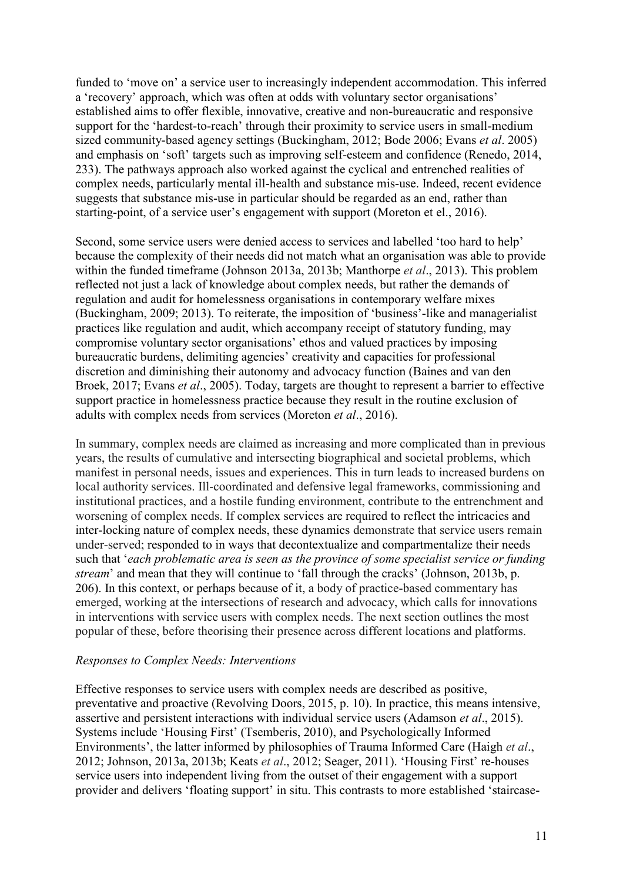funded to 'move on' a service user to increasingly independent accommodation. This inferred a 'recovery' approach, which was often at odds with voluntary sector organisations' established aims to offer flexible, innovative, creative and non-bureaucratic and responsive support for the 'hardest-to-reach' through their proximity to service users in small-medium sized community-based agency settings (Buckingham, 2012; Bode 2006; Evans *et al*. 2005) and emphasis on 'soft' targets such as improving self-esteem and confidence (Renedo, 2014, 233). The pathways approach also worked against the cyclical and entrenched realities of complex needs, particularly mental ill-health and substance mis-use. Indeed, recent evidence suggests that substance mis-use in particular should be regarded as an end, rather than starting-point, of a service user's engagement with support (Moreton et el., 2016).

Second, some service users were denied access to services and labelled 'too hard to help' because the complexity of their needs did not match what an organisation was able to provide within the funded timeframe (Johnson 2013a, 2013b; Manthorpe *et al*., 2013). This problem reflected not just a lack of knowledge about complex needs, but rather the demands of regulation and audit for homelessness organisations in contemporary welfare mixes (Buckingham, 2009; 2013). To reiterate, the imposition of 'business'-like and managerialist practices like regulation and audit, which accompany receipt of statutory funding, may compromise voluntary sector organisations' ethos and valued practices by imposing bureaucratic burdens, delimiting agencies' creativity and capacities for professional discretion and diminishing their autonomy and advocacy function (Baines and van den Broek, 2017; Evans *et al*., 2005). Today, targets are thought to represent a barrier to effective support practice in homelessness practice because they result in the routine exclusion of adults with complex needs from services (Moreton *et al*., 2016).

In summary, complex needs are claimed as increasing and more complicated than in previous years, the results of cumulative and intersecting biographical and societal problems, which manifest in personal needs, issues and experiences. This in turn leads to increased burdens on local authority services. Ill-coordinated and defensive legal frameworks, commissioning and institutional practices, and a hostile funding environment, contribute to the entrenchment and worsening of complex needs. If complex services are required to reflect the intricacies and inter-locking nature of complex needs, these dynamics demonstrate that service users remain under-served; responded to in ways that decontextualize and compartmentalize their needs such that '*each problematic area is seen as the province of some specialist service or funding stream*' and mean that they will continue to 'fall through the cracks' (Johnson, 2013b, p. 206). In this context, or perhaps because of it, a body of practice-based commentary has emerged, working at the intersections of research and advocacy, which calls for innovations in interventions with service users with complex needs. The next section outlines the most popular of these, before theorising their presence across different locations and platforms.

*Responses to Complex Needs: Interventions*

Effective responses to service users with complex needs are described as positive, preventative and proactive (Revolving Doors, 2015, p. 10). In practice, this means intensive, assertive and persistent interactions with individual service users (Adamson *et al*., 2015). Systems include 'Housing First' (Tsemberis, 2010), and Psychologically Informed Environments', the latter informed by philosophies of Trauma Informed Care (Haigh *et al*., 2012; Johnson, 2013a, 2013b; Keats *et al*., 2012; Seager, 2011). 'Housing First' re-houses service users into independent living from the outset of their engagement with a support provider and delivers 'floating support' in situ. This contrasts to more established 'staircase-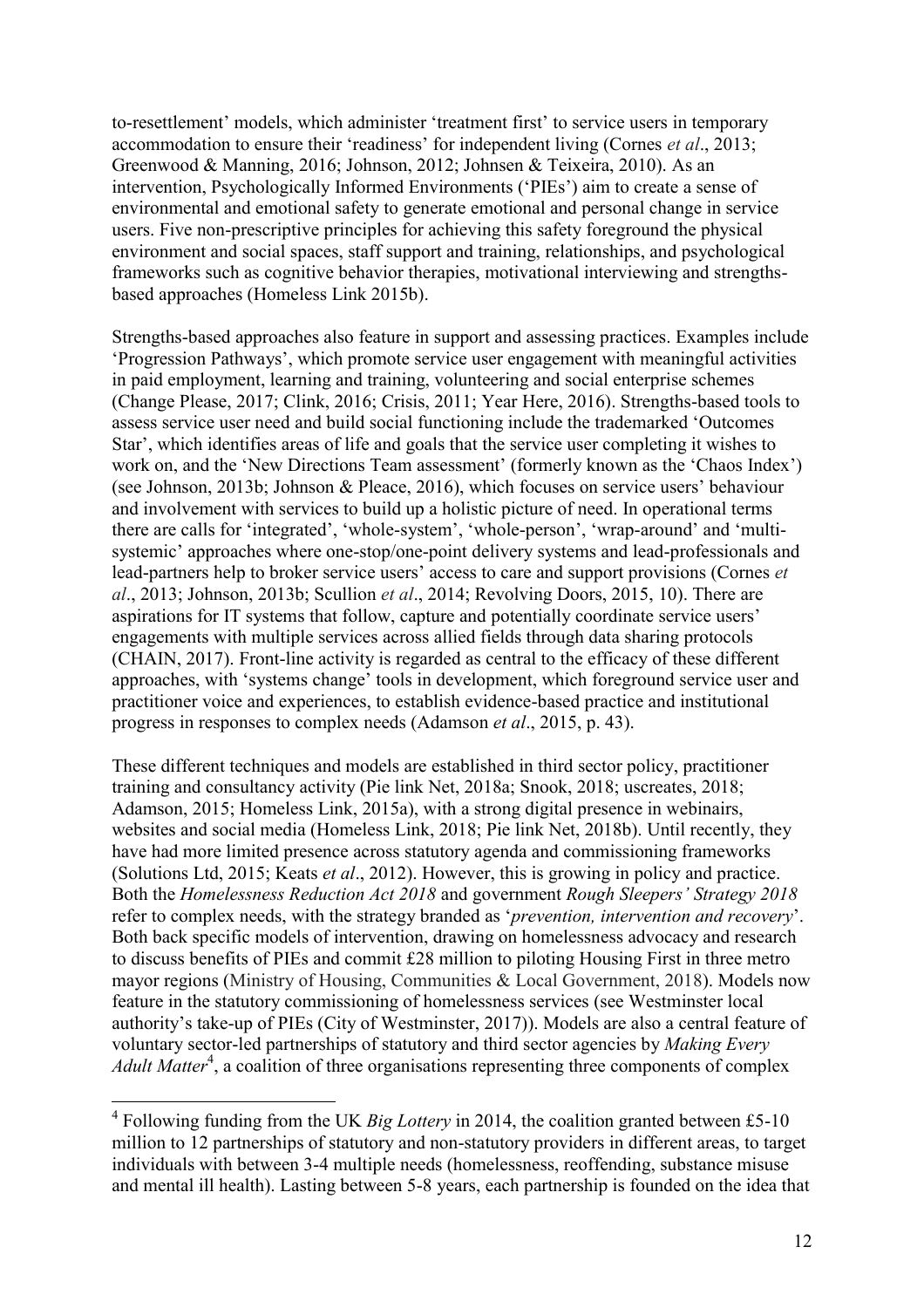to-resettlement' models, which administer 'treatment first' to service users in temporary accommodation to ensure their 'readiness' for independent living (Cornes *et al*., 2013; Greenwood & Manning, 2016; Johnson, 2012; Johnsen & Teixeira, 2010). As an intervention, Psychologically Informed Environments ('PIEs') aim to create a sense of environmental and emotional safety to generate emotional and personal change in service users. Five non-prescriptive principles for achieving this safety foreground the physical environment and social spaces, staff support and training, relationships, and psychological frameworks such as cognitive behavior therapies, motivational interviewing and strengths-based approaches (Homeless Link 2015b).

Strengths-based approaches also feature in support and assessing practices. Examples include 'Progression Pathways', which promote service user engagement with meaningful activities in paid employment, learning and training, volunteering and social enterprise schemes (Change Please, 2017; Clink, 2016; Crisis, 2011; Year Here, 2016). Strengths-based tools to assess service user need and build social functioning include the trademarked 'Outcomes Star', which identifies areas of life and goals that the service user completing it wishes to work on, and the 'New Directions Team assessment' (formerly known as the 'Chaos Index') (see Johnson, 2013b; Johnson & Pleace, 2016), which focuses on service users' behaviour and involvement with services to build up a holistic picture of need. In operational terms there are calls for 'integrated', 'whole-system', 'whole-person', 'wrap-around' and 'multi-systemic' approaches where one-stop/one-point delivery systems and lead-professionals and lead-partners help to broker service users' access to care and support provisions (Cornes *et al*., 2013; Johnson, 2013b; Scullion *et al*., 2014; Revolving Doors, 2015, 10). There are aspirations for IT systems that follow, capture and potentially coordinate service users' engagements with multiple services across allied fields through data sharing protocols (CHAIN, 2017). Front-line activity is regarded as central to the efficacy of these different approaches, with 'systems change' tools in development, which foreground service user and practitioner voice and experiences, to establish evidence-based practice and institutional progress in responses to complex needs (Adamson *et al*., 2015, p. 43).

These different techniques and models are established in third sector policy, practitioner training and consultancy activity (Pie link Net, 2018a; Snook, 2018; uscreates, 2018; Adamson, 2015; Homeless Link, 2015a), with a strong digital presence in webinairs, websites and social media (Homeless Link, 2018; Pie link Net, 2018b). Until recently, they have had more limited presence across statutory agenda and commissioning frameworks (Solutions Ltd, 2015; Keats *et al*., 2012). However, this is growing in policy and practice. Both the *Homelessness Reduction Act 2018* and government *Rough Sleepers' Strategy 2018* refer to complex needs, with the strategy branded as '*prevention, intervention and recovery*'. Both back specific models of intervention, drawing on homelessness advocacy and research to discuss benefits of PIEs and commit £28 million to piloting Housing First in three metro mayor regions (Ministry of Housing, Communities & Local Government, 2018). Models now feature in the statutory commissioning of homelessness services (see Westminster local authority's take-up of PIEs (City of Westminster, 2017)). Models are also a central feature of voluntary sector-led partnerships of statutory and third sector agencies by *Making Every Adult Matter*[4], a coalition of three organisations representing three components of complex

[4] Following funding from the UK *Big Lottery* in 2014, the coalition granted between £5-10 million to 12 partnerships of statutory and non-statutory providers in different areas, to target individuals with between 3-4 multiple needs (homelessness, reoffending, substance misuse and mental ill health). Lasting between 5-8 years, each partnership is founded on the idea that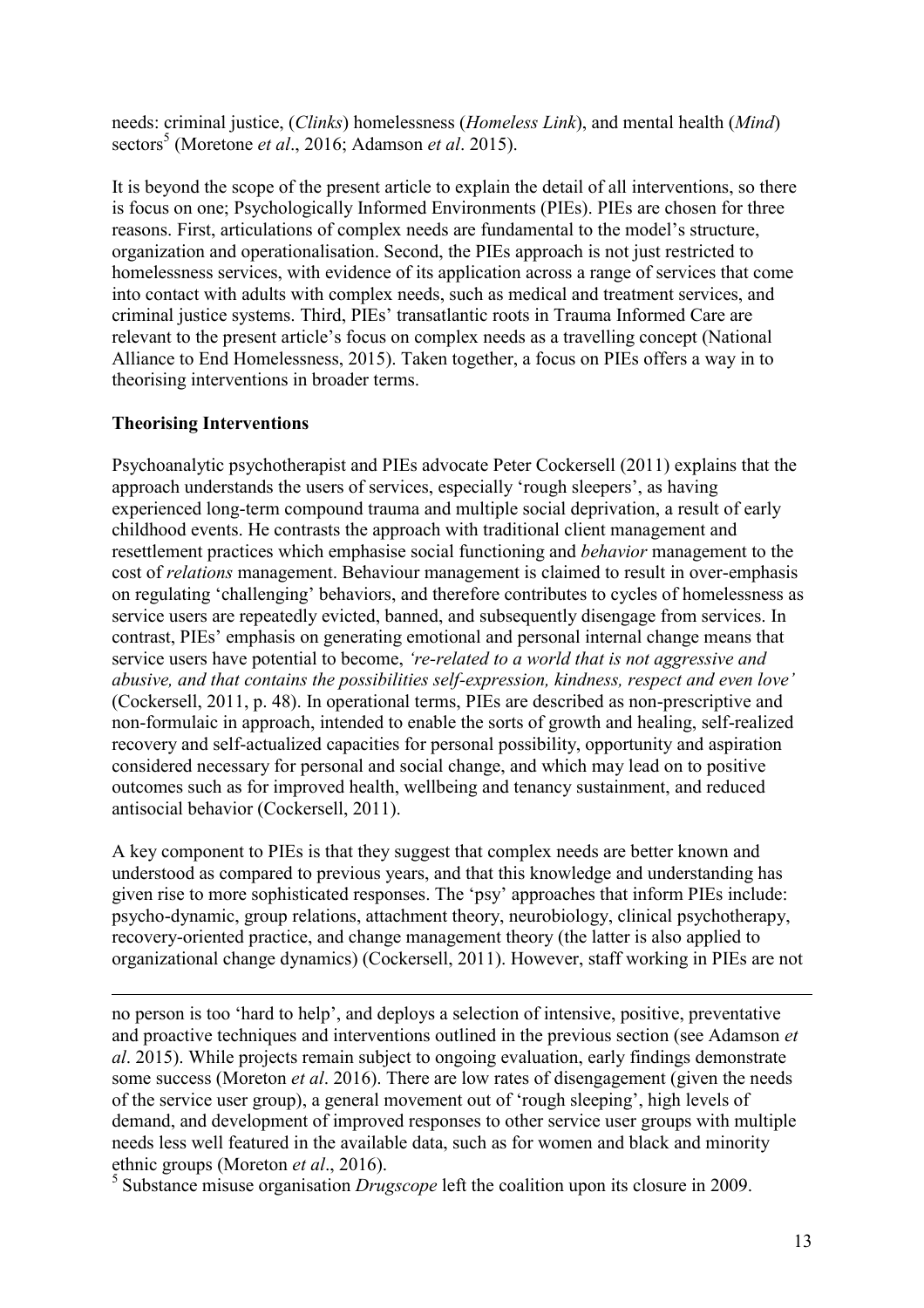needs: criminal justice, (*Clinks*) homelessness (*Homeless Link*), and mental health (*Mind*) sectors[5] (Moretone *et al*., 2016; Adamson *et al*. 2015).

It is beyond the scope of the present article to explain the detail of all interventions, so there is focus on one; Psychologically Informed Environments (PIEs). PIEs are chosen for three reasons. First, articulations of complex needs are fundamental to the model's structure, organization and operationalisation. Second, the PIEs approach is not just restricted to homelessness services, with evidence of its application across a range of services that come into contact with adults with complex needs, such as medical and treatment services, and criminal justice systems. Third, PIEs' transatlantic roots in Trauma Informed Care are relevant to the present article's focus on complex needs as a travelling concept (National Alliance to End Homelessness, 2015). Taken together, a focus on PIEs offers a way in to theorising interventions in broader terms.

**Theorising Interventions**

Psychoanalytic psychotherapist and PIEs advocate Peter Cockersell (2011) explains that the approach understands the users of services, especially 'rough sleepers', as having experienced long-term compound trauma and multiple social deprivation, a result of early childhood events. He contrasts the approach with traditional client management and resettlement practices which emphasise social functioning and *behavior* management to the cost of *relations* management. Behaviour management is claimed to result in over-emphasis on regulating 'challenging' behaviors, and therefore contributes to cycles of homelessness as service users are repeatedly evicted, banned, and subsequently disengage from services. In contrast, PIEs' emphasis on generating emotional and personal internal change means that service users have potential to become, *'re-related to a world that is not aggressive and abusive, and that contains the possibilities self-expression, kindness, respect and even love'* (Cockersell, 2011, p. 48). In operational terms, PIEs are described as non-prescriptive and non-formulaic in approach, intended to enable the sorts of growth and healing, self-realized recovery and self-actualized capacities for personal possibility, opportunity and aspiration considered necessary for personal and social change, and which may lead on to positive outcomes such as for improved health, wellbeing and tenancy sustainment, and reduced antisocial behavior (Cockersell, 2011).

A key component to PIEs is that they suggest that complex needs are better known and understood as compared to previous years, and that this knowledge and understanding has given rise to more sophisticated responses. The 'psy' approaches that inform PIEs include: psycho-dynamic, group relations, attachment theory, neurobiology, clinical psychotherapy, recovery-oriented practice, and change management theory (the latter is also applied to organizational change dynamics) (Cockersell, 2011). However, staff working in PIEs are not

---

no person is too 'hard to help', and deploys a selection of intensive, positive, preventative and proactive techniques and interventions outlined in the previous section (see Adamson *et al*. 2015). While projects remain subject to ongoing evaluation, early findings demonstrate some success (Moreton *et al*. 2016). There are low rates of disengagement (given the needs of the service user group), a general movement out of 'rough sleeping', high levels of demand, and development of improved responses to other service user groups with multiple needs less well featured in the available data, such as for women and black and minority ethnic groups (Moreton *et al*., 2016).

[5] Substance misuse organisation *Drugscope* left the coalition upon its closure in 2009.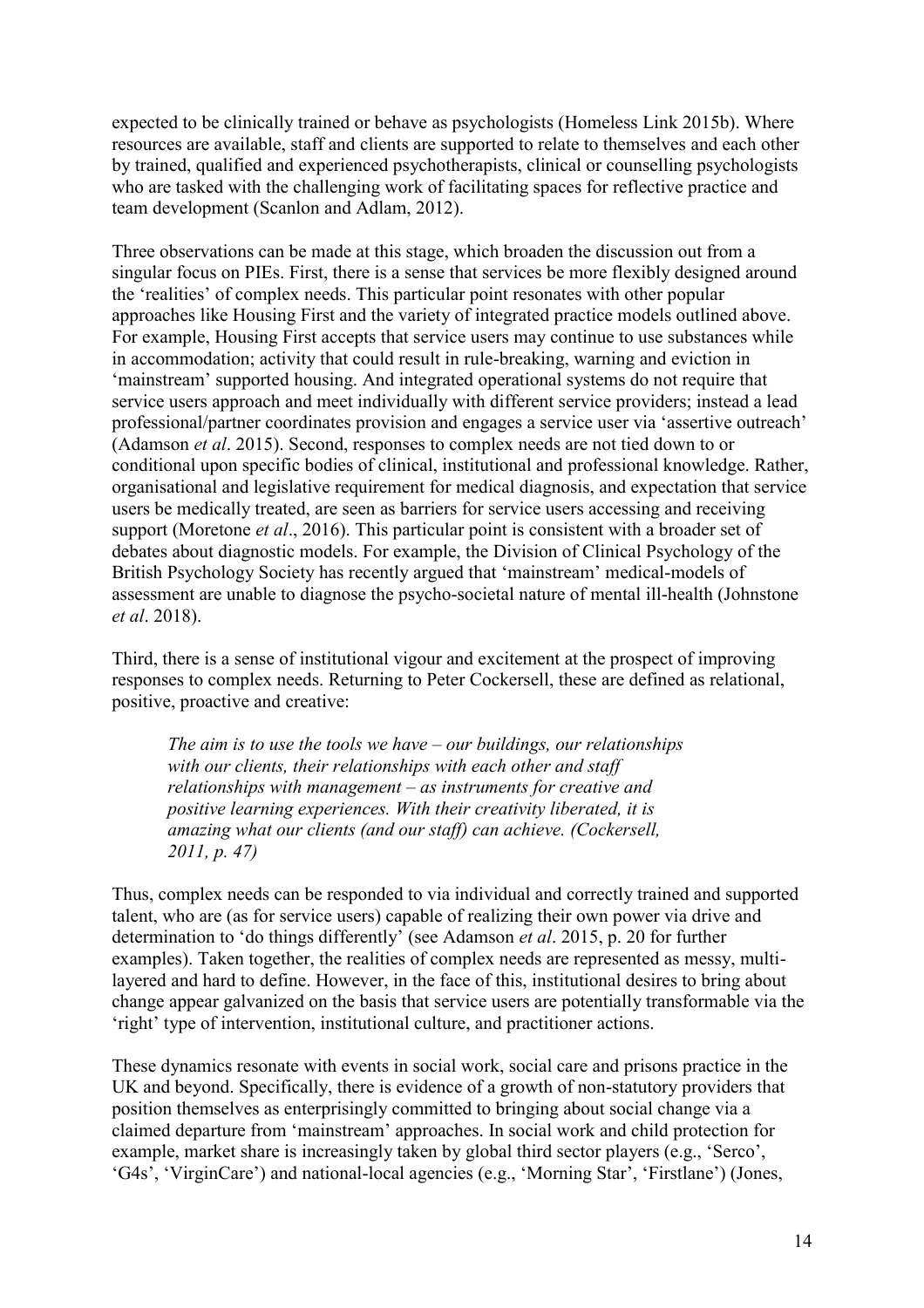expected to be clinically trained or behave as psychologists (Homeless Link 2015b). Where resources are available, staff and clients are supported to relate to themselves and each other by trained, qualified and experienced psychotherapists, clinical or counselling psychologists who are tasked with the challenging work of facilitating spaces for reflective practice and team development (Scanlon and Adlam, 2012).

Three observations can be made at this stage, which broaden the discussion out from a singular focus on PIEs. First, there is a sense that services be more flexibly designed around the 'realities' of complex needs. This particular point resonates with other popular approaches like Housing First and the variety of integrated practice models outlined above. For example, Housing First accepts that service users may continue to use substances while in accommodation; activity that could result in rule-breaking, warning and eviction in 'mainstream' supported housing. And integrated operational systems do not require that service users approach and meet individually with different service providers; instead a lead professional/partner coordinates provision and engages a service user via 'assertive outreach' (Adamson *et al*. 2015). Second, responses to complex needs are not tied down to or conditional upon specific bodies of clinical, institutional and professional knowledge. Rather, organisational and legislative requirement for medical diagnosis, and expectation that service users be medically treated, are seen as barriers for service users accessing and receiving support (Moretone *et al*., 2016). This particular point is consistent with a broader set of debates about diagnostic models. For example, the Division of Clinical Psychology of the British Psychology Society has recently argued that 'mainstream' medical-models of assessment are unable to diagnose the psycho-societal nature of mental ill-health (Johnstone *et al*. 2018).

Third, there is a sense of institutional vigour and excitement at the prospect of improving responses to complex needs. Returning to Peter Cockersell, these are defined as relational, positive, proactive and creative:

> *The aim is to use the tools we have – our buildings, our relationships with our clients, their relationships with each other and staff relationships with management – as instruments for creative and positive learning experiences. With their creativity liberated, it is amazing what our clients (and our staff) can achieve. (Cockersell, 2011, p. 47)*

Thus, complex needs can be responded to via individual and correctly trained and supported talent, who are (as for service users) capable of realizing their own power via drive and determination to 'do things differently' (see Adamson *et al*. 2015, p. 20 for further examples). Taken together, the realities of complex needs are represented as messy, multi-layered and hard to define. However, in the face of this, institutional desires to bring about change appear galvanized on the basis that service users are potentially transformable via the 'right' type of intervention, institutional culture, and practitioner actions.

These dynamics resonate with events in social work, social care and prisons practice in the UK and beyond. Specifically, there is evidence of a growth of non-statutory providers that position themselves as enterprisingly committed to bringing about social change via a claimed departure from 'mainstream' approaches. In social work and child protection for example, market share is increasingly taken by global third sector players (e.g., 'Serco', 'G4s', 'VirginCare') and national-local agencies (e.g., 'Morning Star', 'Firstlane') (Jones,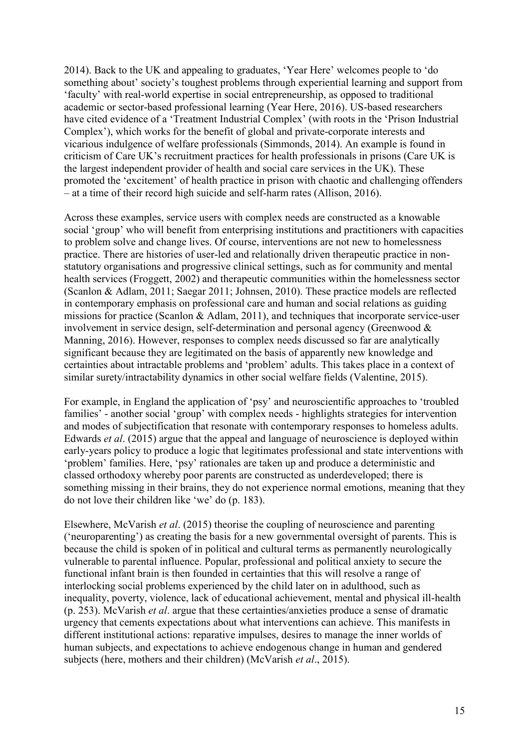2014). Back to the UK and appealing to graduates, 'Year Here' welcomes people to 'do something about' society's toughest problems through experiential learning and support from 'faculty' with real-world expertise in social entrepreneurship, as opposed to traditional academic or sector-based professional learning (Year Here, 2016). US-based researchers have cited evidence of a 'Treatment Industrial Complex' (with roots in the 'Prison Industrial Complex'), which works for the benefit of global and private-corporate interests and vicarious indulgence of welfare professionals (Simmonds, 2014). An example is found in criticism of Care UK's recruitment practices for health professionals in prisons (Care UK is the largest independent provider of health and social care services in the UK). These promoted the 'excitement' of health practice in prison with chaotic and challenging offenders – at a time of their record high suicide and self-harm rates (Allison, 2016).

Across these examples, service users with complex needs are constructed as a knowable social 'group' who will benefit from enterprising institutions and practitioners with capacities to problem solve and change lives. Of course, interventions are not new to homelessness practice. There are histories of user-led and relationally driven therapeutic practice in non-statutory organisations and progressive clinical settings, such as for community and mental health services (Froggett, 2002) and therapeutic communities within the homelessness sector (Scanlon & Adlam, 2011; Saegar 2011; Johnsen, 2010). These practice models are reflected in contemporary emphasis on professional care and human and social relations as guiding missions for practice (Scanlon & Adlam, 2011), and techniques that incorporate service-user involvement in service design, self-determination and personal agency (Greenwood & Manning, 2016). However, responses to complex needs discussed so far are analytically significant because they are legitimated on the basis of apparently new knowledge and certainties about intractable problems and 'problem' adults. This takes place in a context of similar surety/intractability dynamics in other social welfare fields (Valentine, 2015).

For example, in England the application of 'psy' and neuroscientific approaches to 'troubled families' - another social 'group' with complex needs - highlights strategies for intervention and modes of subjectification that resonate with contemporary responses to homeless adults. Edwards *et al*. (2015) argue that the appeal and language of neuroscience is deployed within early-years policy to produce a logic that legitimates professional and state interventions with 'problem' families. Here, 'psy' rationales are taken up and produce a deterministic and classed orthodoxy whereby poor parents are constructed as underdeveloped; there is something missing in their brains, they do not experience normal emotions, meaning that they do not love their children like 'we' do (p. 183).

Elsewhere, McVarish *et al*. (2015) theorise the coupling of neuroscience and parenting ('neuroparenting') as creating the basis for a new governmental oversight of parents. This is because the child is spoken of in political and cultural terms as permanently neurologically vulnerable to parental influence. Popular, professional and political anxiety to secure the functional infant brain is then founded in certainties that this will resolve a range of interlocking social problems experienced by the child later on in adulthood, such as inequality, poverty, violence, lack of educational achievement, mental and physical ill-health (p. 253). McVarish *et al*. argue that these certainties/anxieties produce a sense of dramatic urgency that cements expectations about what interventions can achieve. This manifests in different institutional actions: reparative impulses, desires to manage the inner worlds of human subjects, and expectations to achieve endogenous change in human and gendered subjects (here, mothers and their children) (McVarish *et al*., 2015).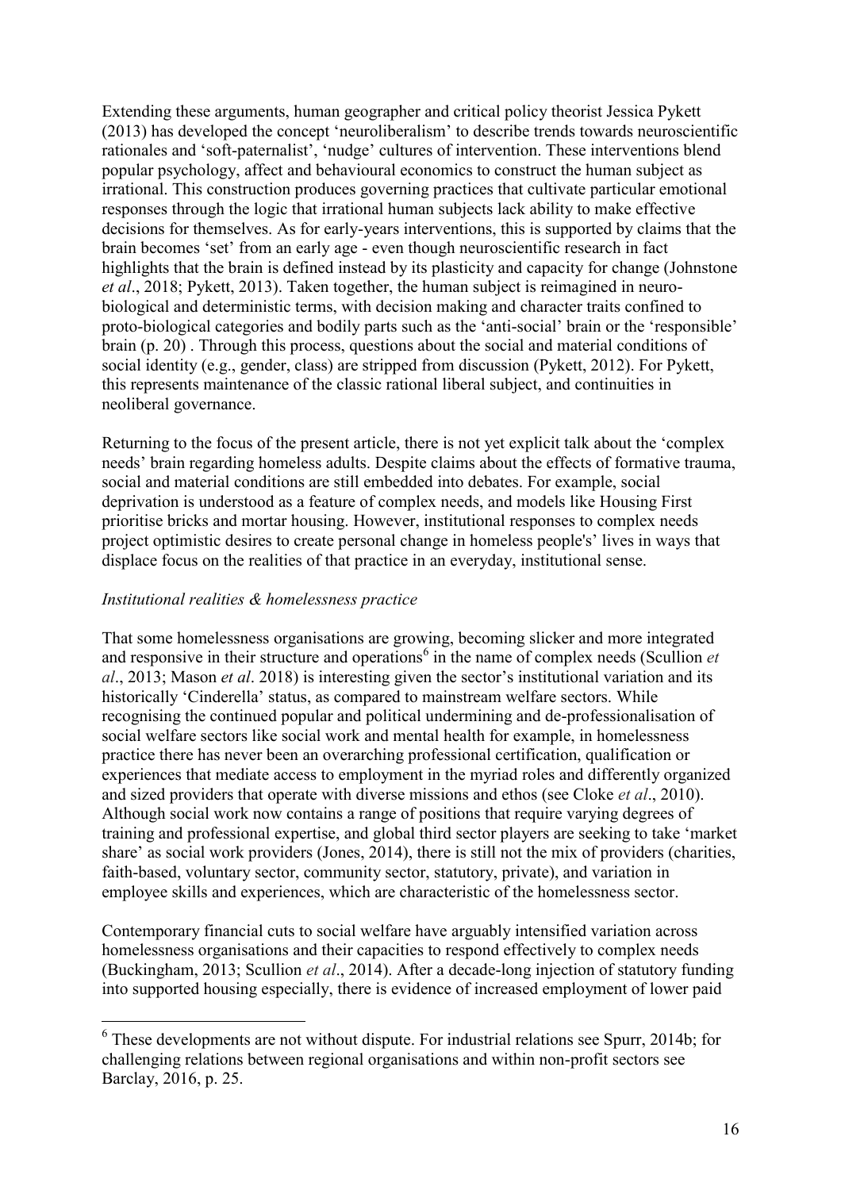Extending these arguments, human geographer and critical policy theorist Jessica Pykett (2013) has developed the concept 'neuroliberalism' to describe trends towards neuroscientific rationales and 'soft-paternalist', 'nudge' cultures of intervention. These interventions blend popular psychology, affect and behavioural economics to construct the human subject as irrational. This construction produces governing practices that cultivate particular emotional responses through the logic that irrational human subjects lack ability to make effective decisions for themselves. As for early-years interventions, this is supported by claims that the brain becomes 'set' from an early age - even though neuroscientific research in fact highlights that the brain is defined instead by its plasticity and capacity for change (Johnstone *et al*., 2018; Pykett, 2013). Taken together, the human subject is reimagined in neuro-biological and deterministic terms, with decision making and character traits confined to proto-biological categories and bodily parts such as the 'anti-social' brain or the 'responsible' brain (p. 20) . Through this process, questions about the social and material conditions of social identity (e.g., gender, class) are stripped from discussion (Pykett, 2012). For Pykett, this represents maintenance of the classic rational liberal subject, and continuities in neoliberal governance.

Returning to the focus of the present article, there is not yet explicit talk about the 'complex needs' brain regarding homeless adults. Despite claims about the effects of formative trauma, social and material conditions are still embedded into debates. For example, social deprivation is understood as a feature of complex needs, and models like Housing First prioritise bricks and mortar housing. However, institutional responses to complex needs project optimistic desires to create personal change in homeless people's' lives in ways that displace focus on the realities of that practice in an everyday, institutional sense.

*Institutional realities & homelessness practice*

That some homelessness organisations are growing, becoming slicker and more integrated and responsive in their structure and operations[6] in the name of complex needs (Scullion *et al*., 2013; Mason *et al*. 2018) is interesting given the sector's institutional variation and its historically 'Cinderella' status, as compared to mainstream welfare sectors. While recognising the continued popular and political undermining and de-professionalisation of social welfare sectors like social work and mental health for example, in homelessness practice there has never been an overarching professional certification, qualification or experiences that mediate access to employment in the myriad roles and differently organized and sized providers that operate with diverse missions and ethos (see Cloke *et al*., 2010). Although social work now contains a range of positions that require varying degrees of training and professional expertise, and global third sector players are seeking to take 'market share' as social work providers (Jones, 2014), there is still not the mix of providers (charities, faith-based, voluntary sector, community sector, statutory, private), and variation in employee skills and experiences, which are characteristic of the homelessness sector.

Contemporary financial cuts to social welfare have arguably intensified variation across homelessness organisations and their capacities to respond effectively to complex needs (Buckingham, 2013; Scullion *et al*., 2014). After a decade-long injection of statutory funding into supported housing especially, there is evidence of increased employment of lower paid

[6] These developments are not without dispute. For industrial relations see Spurr, 2014b; for challenging relations between regional organisations and within non-profit sectors see Barclay, 2016, p. 25.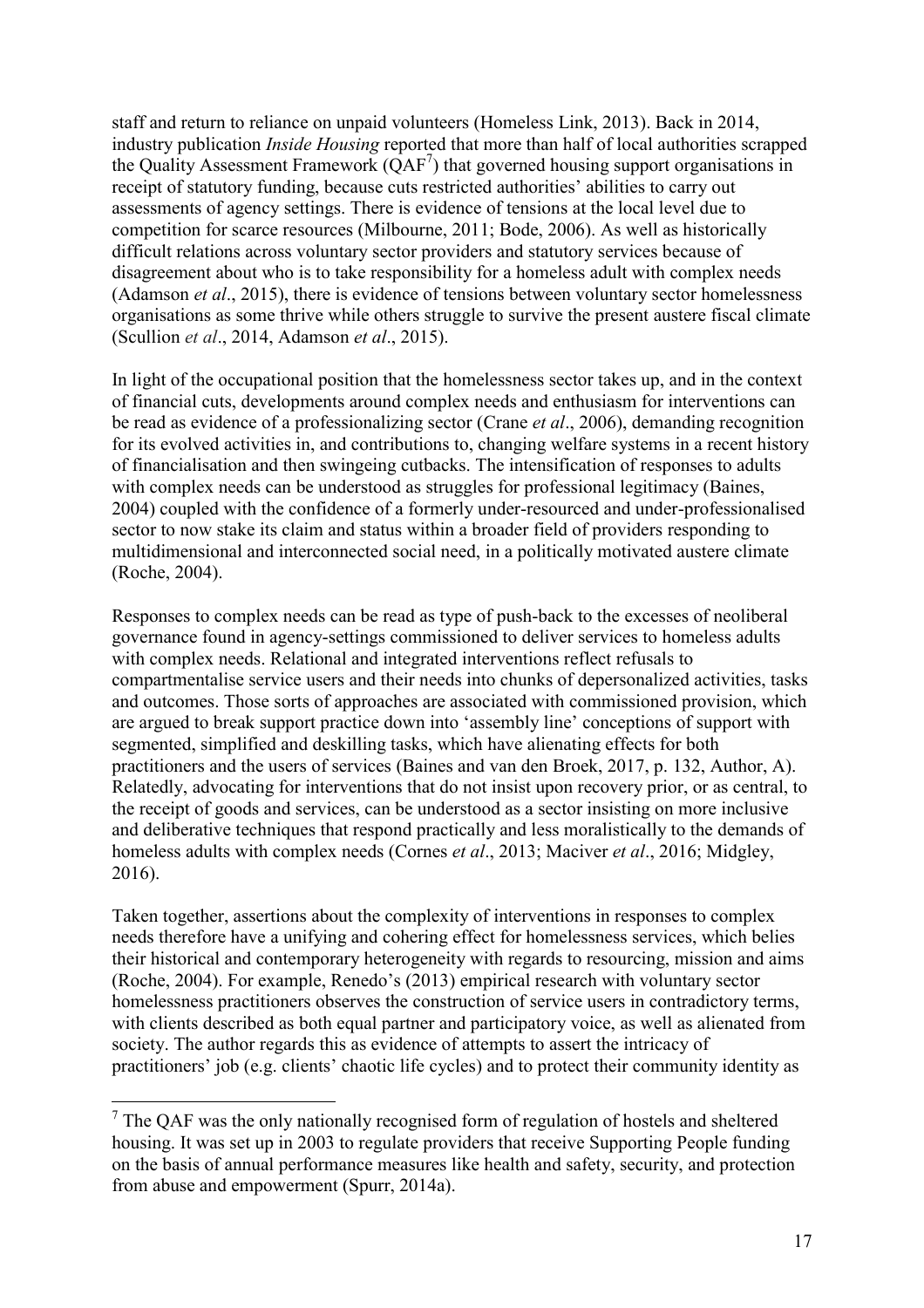staff and return to reliance on unpaid volunteers (Homeless Link, 2013). Back in 2014, industry publication *Inside Housing* reported that more than half of local authorities scrapped the Quality Assessment Framework (QAF[7]) that governed housing support organisations in receipt of statutory funding, because cuts restricted authorities' abilities to carry out assessments of agency settings. There is evidence of tensions at the local level due to competition for scarce resources (Milbourne, 2011; Bode, 2006). As well as historically difficult relations across voluntary sector providers and statutory services because of disagreement about who is to take responsibility for a homeless adult with complex needs (Adamson *et al*., 2015), there is evidence of tensions between voluntary sector homelessness organisations as some thrive while others struggle to survive the present austere fiscal climate (Scullion *et al*., 2014, Adamson *et al*., 2015).

In light of the occupational position that the homelessness sector takes up, and in the context of financial cuts, developments around complex needs and enthusiasm for interventions can be read as evidence of a professionalizing sector (Crane *et al*., 2006), demanding recognition for its evolved activities in, and contributions to, changing welfare systems in a recent history of financialisation and then swingeing cutbacks. The intensification of responses to adults with complex needs can be understood as struggles for professional legitimacy (Baines, 2004) coupled with the confidence of a formerly under-resourced and under-professionalised sector to now stake its claim and status within a broader field of providers responding to multidimensional and interconnected social need, in a politically motivated austere climate (Roche, 2004).

Responses to complex needs can be read as type of push-back to the excesses of neoliberal governance found in agency-settings commissioned to deliver services to homeless adults with complex needs. Relational and integrated interventions reflect refusals to compartmentalise service users and their needs into chunks of depersonalized activities, tasks and outcomes. Those sorts of approaches are associated with commissioned provision, which are argued to break support practice down into 'assembly line' conceptions of support with segmented, simplified and deskilling tasks, which have alienating effects for both practitioners and the users of services (Baines and van den Broek, 2017, p. 132, Author, A). Relatedly, advocating for interventions that do not insist upon recovery prior, or as central, to the receipt of goods and services, can be understood as a sector insisting on more inclusive and deliberative techniques that respond practically and less moralistically to the demands of homeless adults with complex needs (Cornes *et al*., 2013; Maciver *et al*., 2016; Midgley, 2016).

Taken together, assertions about the complexity of interventions in responses to complex needs therefore have a unifying and cohering effect for homelessness services, which belies their historical and contemporary heterogeneity with regards to resourcing, mission and aims (Roche, 2004). For example, Renedo's (2013) empirical research with voluntary sector homelessness practitioners observes the construction of service users in contradictory terms, with clients described as both equal partner and participatory voice, as well as alienated from society. The author regards this as evidence of attempts to assert the intricacy of practitioners' job (e.g. clients' chaotic life cycles) and to protect their community identity as

[7] The QAF was the only nationally recognised form of regulation of hostels and sheltered housing. It was set up in 2003 to regulate providers that receive Supporting People funding on the basis of annual performance measures like health and safety, security, and protection from abuse and empowerment (Spurr, 2014a).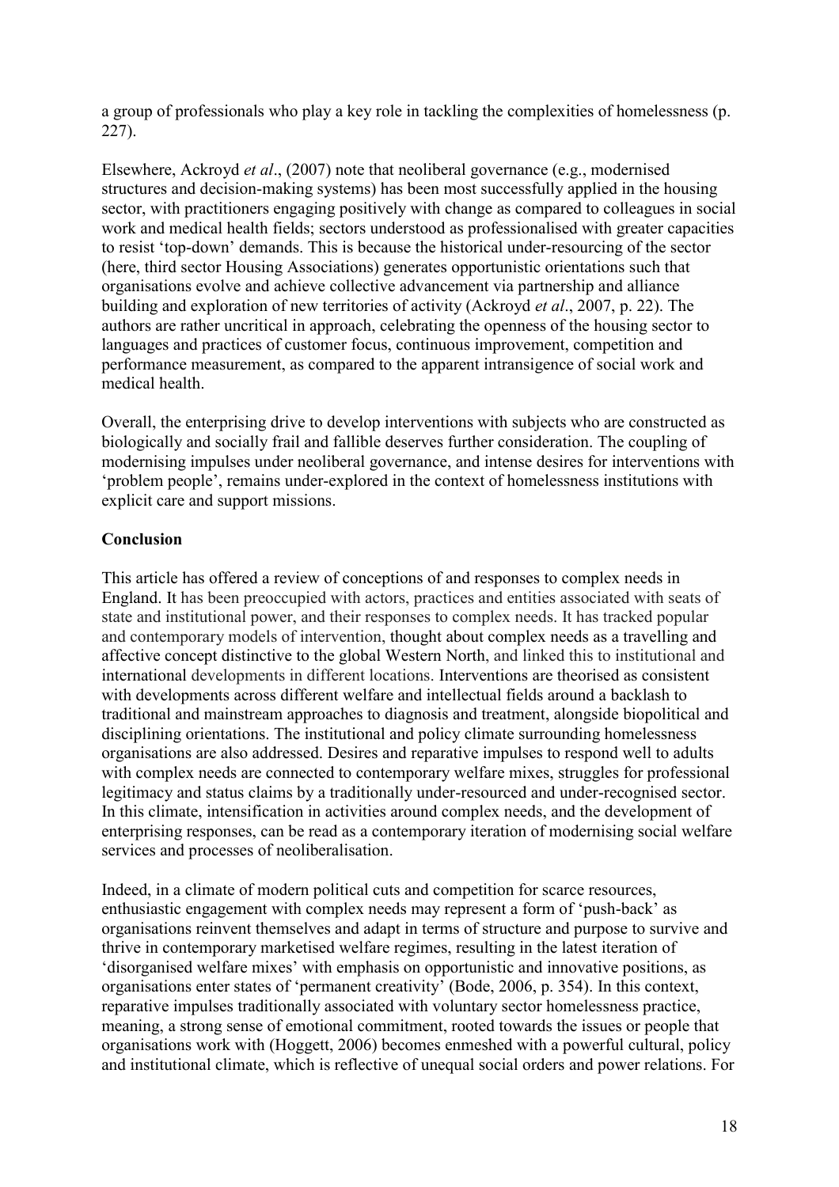a group of professionals who play a key role in tackling the complexities of homelessness (p. 227).

Elsewhere, Ackroyd *et al*., (2007) note that neoliberal governance (e.g., modernised structures and decision-making systems) has been most successfully applied in the housing sector, with practitioners engaging positively with change as compared to colleagues in social work and medical health fields; sectors understood as professionalised with greater capacities to resist 'top-down' demands. This is because the historical under-resourcing of the sector (here, third sector Housing Associations) generates opportunistic orientations such that organisations evolve and achieve collective advancement via partnership and alliance building and exploration of new territories of activity (Ackroyd *et al*., 2007, p. 22). The authors are rather uncritical in approach, celebrating the openness of the housing sector to languages and practices of customer focus, continuous improvement, competition and performance measurement, as compared to the apparent intransigence of social work and medical health.

Overall, the enterprising drive to develop interventions with subjects who are constructed as biologically and socially frail and fallible deserves further consideration. The coupling of modernising impulses under neoliberal governance, and intense desires for interventions with 'problem people', remains under-explored in the context of homelessness institutions with explicit care and support missions.

**Conclusion**

This article has offered a review of conceptions of and responses to complex needs in England. It has been preoccupied with actors, practices and entities associated with seats of state and institutional power, and their responses to complex needs. It has tracked popular and contemporary models of intervention, thought about complex needs as a travelling and affective concept distinctive to the global Western North, and linked this to institutional and international developments in different locations. Interventions are theorised as consistent with developments across different welfare and intellectual fields around a backlash to traditional and mainstream approaches to diagnosis and treatment, alongside biopolitical and disciplining orientations. The institutional and policy climate surrounding homelessness organisations are also addressed. Desires and reparative impulses to respond well to adults with complex needs are connected to contemporary welfare mixes, struggles for professional legitimacy and status claims by a traditionally under-resourced and under-recognised sector. In this climate, intensification in activities around complex needs, and the development of enterprising responses, can be read as a contemporary iteration of modernising social welfare services and processes of neoliberalisation.

Indeed, in a climate of modern political cuts and competition for scarce resources, enthusiastic engagement with complex needs may represent a form of 'push-back' as organisations reinvent themselves and adapt in terms of structure and purpose to survive and thrive in contemporary marketised welfare regimes, resulting in the latest iteration of 'disorganised welfare mixes' with emphasis on opportunistic and innovative positions, as organisations enter states of 'permanent creativity' (Bode, 2006, p. 354). In this context, reparative impulses traditionally associated with voluntary sector homelessness practice, meaning, a strong sense of emotional commitment, rooted towards the issues or people that organisations work with (Hoggett, 2006) becomes enmeshed with a powerful cultural, policy and institutional climate, which is reflective of unequal social orders and power relations. For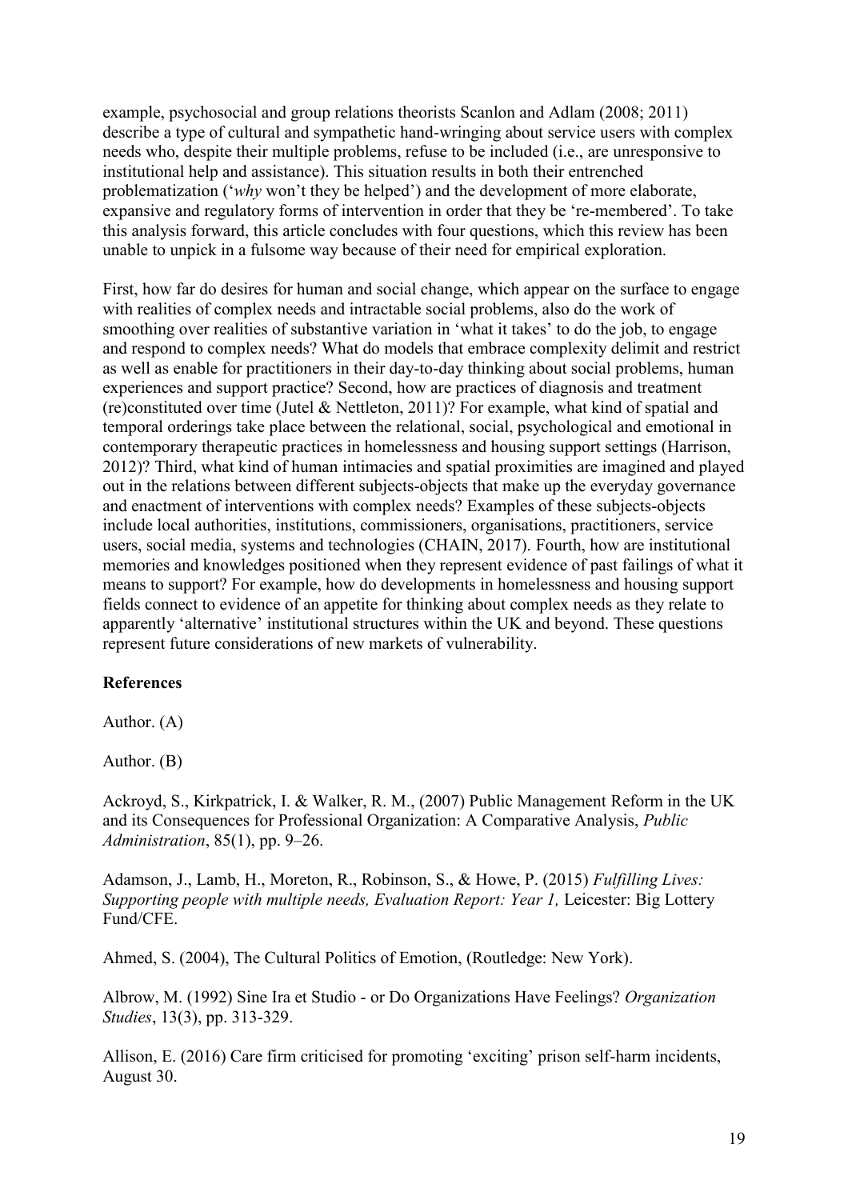example, psychosocial and group relations theorists Scanlon and Adlam (2008; 2011) describe a type of cultural and sympathetic hand-wringing about service users with complex needs who, despite their multiple problems, refuse to be included (i.e., are unresponsive to institutional help and assistance). This situation results in both their entrenched problematization ('*why* won't they be helped') and the development of more elaborate, expansive and regulatory forms of intervention in order that they be 're-membered'. To take this analysis forward, this article concludes with four questions, which this review has been unable to unpick in a fulsome way because of their need for empirical exploration.

First, how far do desires for human and social change, which appear on the surface to engage with realities of complex needs and intractable social problems, also do the work of smoothing over realities of substantive variation in 'what it takes' to do the job, to engage and respond to complex needs? What do models that embrace complexity delimit and restrict as well as enable for practitioners in their day-to-day thinking about social problems, human experiences and support practice? Second, how are practices of diagnosis and treatment (re)constituted over time (Jutel & Nettleton, 2011)? For example, what kind of spatial and temporal orderings take place between the relational, social, psychological and emotional in contemporary therapeutic practices in homelessness and housing support settings (Harrison, 2012)? Third, what kind of human intimacies and spatial proximities are imagined and played out in the relations between different subjects-objects that make up the everyday governance and enactment of interventions with complex needs? Examples of these subjects-objects include local authorities, institutions, commissioners, organisations, practitioners, service users, social media, systems and technologies (CHAIN, 2017). Fourth, how are institutional memories and knowledges positioned when they represent evidence of past failings of what it means to support? For example, how do developments in homelessness and housing support fields connect to evidence of an appetite for thinking about complex needs as they relate to apparently 'alternative' institutional structures within the UK and beyond. These questions represent future considerations of new markets of vulnerability.

**References**

Author. (A)

Author. (B)

Ackroyd, S., Kirkpatrick, I. & Walker, R. M., (2007) Public Management Reform in the UK and its Consequences for Professional Organization: A Comparative Analysis, *Public Administration*, 85(1), pp. 9–26.

Adamson, J., Lamb, H., Moreton, R., Robinson, S., & Howe, P. (2015) *Fulfilling Lives: Supporting people with multiple needs, Evaluation Report: Year 1,* Leicester: Big Lottery Fund/CFE.

Ahmed, S. (2004), The Cultural Politics of Emotion, (Routledge: New York).

Albrow, M. (1992) Sine Ira et Studio - or Do Organizations Have Feelings? *Organization Studies*, 13(3), pp. 313-329.

Allison, E. (2016) Care firm criticised for promoting 'exciting' prison self-harm incidents, August 30.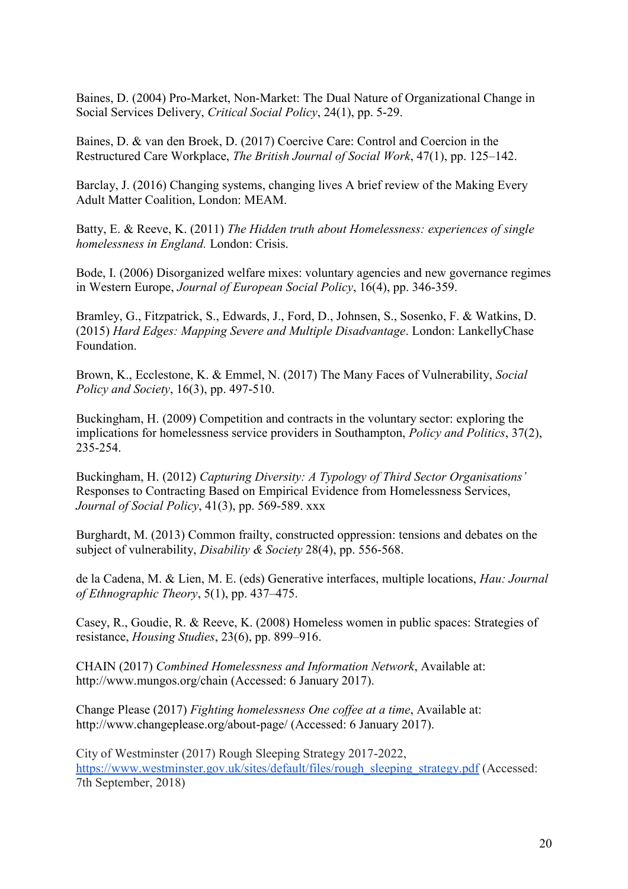Baines, D. (2004) Pro-Market, Non-Market: The Dual Nature of Organizational Change in Social Services Delivery, *Critical Social Policy*, 24(1), pp. 5-29.

Baines, D. & van den Broek, D. (2017) Coercive Care: Control and Coercion in the Restructured Care Workplace, *The British Journal of Social Work*, 47(1), pp. 125–142.

Barclay, J. (2016) Changing systems, changing lives A brief review of the Making Every Adult Matter Coalition, London: MEAM.

Batty, E. & Reeve, K. (2011) *The Hidden truth about Homelessness: experiences of single homelessness in England.* London: Crisis.

Bode, I. (2006) Disorganized welfare mixes: voluntary agencies and new governance regimes in Western Europe, *Journal of European Social Policy*, 16(4), pp. 346-359.

Bramley, G., Fitzpatrick, S., Edwards, J., Ford, D., Johnsen, S., Sosenko, F. & Watkins, D. (2015) *Hard Edges: Mapping Severe and Multiple Disadvantage*. London: LankellyChase Foundation.

Brown, K., Ecclestone, K. & Emmel, N. (2017) The Many Faces of Vulnerability, *Social Policy and Society*, 16(3), pp. 497-510.

Buckingham, H. (2009) Competition and contracts in the voluntary sector: exploring the implications for homelessness service providers in Southampton, *Policy and Politics*, 37(2), 235-254.

Buckingham, H. (2012) *Capturing Diversity: A Typology of Third Sector Organisations'* Responses to Contracting Based on Empirical Evidence from Homelessness Services, *Journal of Social Policy*, 41(3), pp. 569-589. xxx

Burghardt, M. (2013) Common frailty, constructed oppression: tensions and debates on the subject of vulnerability, *Disability & Society* 28(4), pp. 556-568.

de la Cadena, M. & Lien, M. E. (eds) Generative interfaces, multiple locations, *Hau: Journal of Ethnographic Theory*, 5(1), pp. 437–475.

Casey, R., Goudie, R. & Reeve, K. (2008) Homeless women in public spaces: Strategies of resistance, *Housing Studies*, 23(6), pp. 899–916.

CHAIN (2017) *Combined Homelessness and Information Network*, Available at: http://www.mungos.org/chain (Accessed: 6 January 2017).

Change Please (2017) *Fighting homelessness One coffee at a time*, Available at: http://www.changeplease.org/about-page/ (Accessed: 6 January 2017).

City of Westminster (2017) Rough Sleeping Strategy 2017-2022, https://www.westminster.gov.uk/sites/default/files/rough_sleeping_strategy.pdf (Accessed: 7th September, 2018)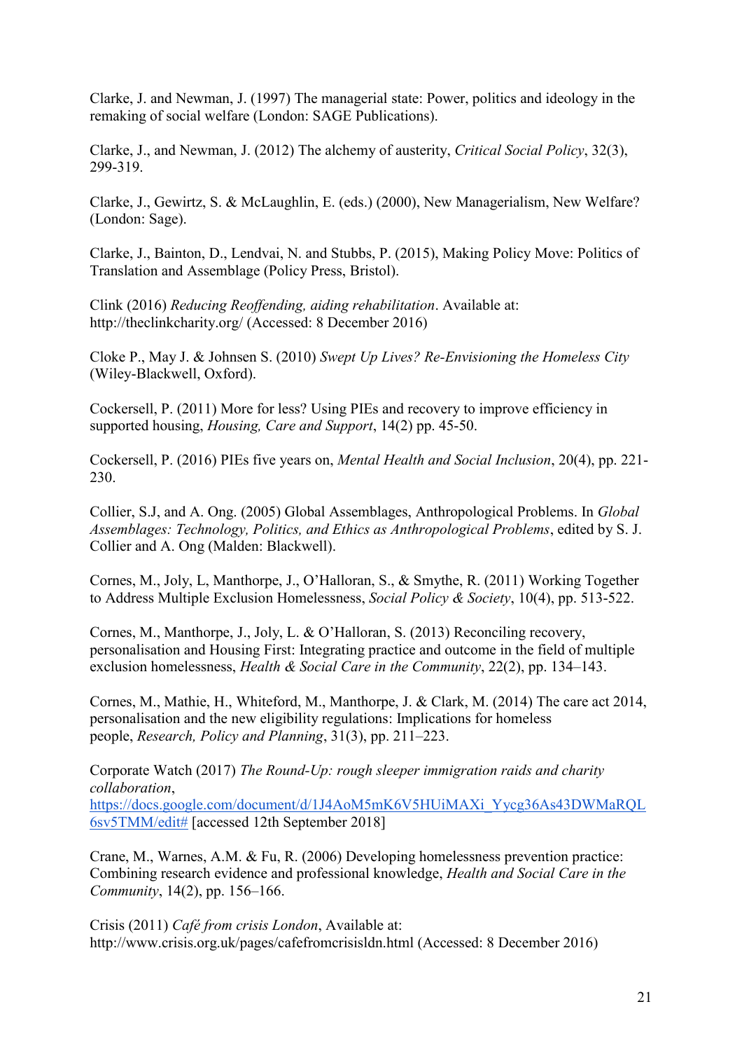Clarke, J. and Newman, J. (1997) The managerial state: Power, politics and ideology in the remaking of social welfare (London: SAGE Publications).

Clarke, J., and Newman, J. (2012) The alchemy of austerity, *Critical Social Policy*, 32(3), 299-319.

Clarke, J., Gewirtz, S. & McLaughlin, E. (eds.) (2000), New Managerialism, New Welfare? (London: Sage).

Clarke, J., Bainton, D., Lendvai, N. and Stubbs, P. (2015), Making Policy Move: Politics of Translation and Assemblage (Policy Press, Bristol).

Clink (2016) *Reducing Reoffending, aiding rehabilitation*. Available at: http://theclinkcharity.org/ (Accessed: 8 December 2016)

Cloke P., May J. & Johnsen S. (2010) *Swept Up Lives? Re-Envisioning the Homeless City* (Wiley-Blackwell, Oxford).

Cockersell, P. (2011) More for less? Using PIEs and recovery to improve efficiency in supported housing, *Housing, Care and Support*, 14(2) pp. 45-50.

Cockersell, P. (2016) PIEs five years on, *Mental Health and Social Inclusion*, 20(4), pp. 221-230.

Collier, S.J, and A. Ong. (2005) Global Assemblages, Anthropological Problems. In *Global Assemblages: Technology, Politics, and Ethics as Anthropological Problems*, edited by S. J. Collier and A. Ong (Malden: Blackwell).

Cornes, M., Joly, L, Manthorpe, J., O'Halloran, S., & Smythe, R. (2011) Working Together to Address Multiple Exclusion Homelessness, *Social Policy & Society*, 10(4), pp. 513-522.

Cornes, M., Manthorpe, J., Joly, L. & O'Halloran, S. (2013) Reconciling recovery, personalisation and Housing First: Integrating practice and outcome in the field of multiple exclusion homelessness, *Health & Social Care in the Community*, 22(2), pp. 134–143.

Cornes, M., Mathie, H., Whiteford, M., Manthorpe, J. & Clark, M. (2014) The care act 2014, personalisation and the new eligibility regulations: Implications for homeless people, *Research, Policy and Planning*, 31(3), pp. 211–223.

Corporate Watch (2017) *The Round-Up: rough sleeper immigration raids and charity collaboration*, https://docs.google.com/document/d/1J4AoM5mK6V5HUiMAXi_Yycg36As43DWMaRQL6sv5TMM/edit# [accessed 12th September 2018]

Crane, M., Warnes, A.M. & Fu, R. (2006) Developing homelessness prevention practice: Combining research evidence and professional knowledge, *Health and Social Care in the Community*, 14(2), pp. 156–166.

Crisis (2011) *Café from crisis London*, Available at: http://www.crisis.org.uk/pages/cafefromcrisisldn.html (Accessed: 8 December 2016)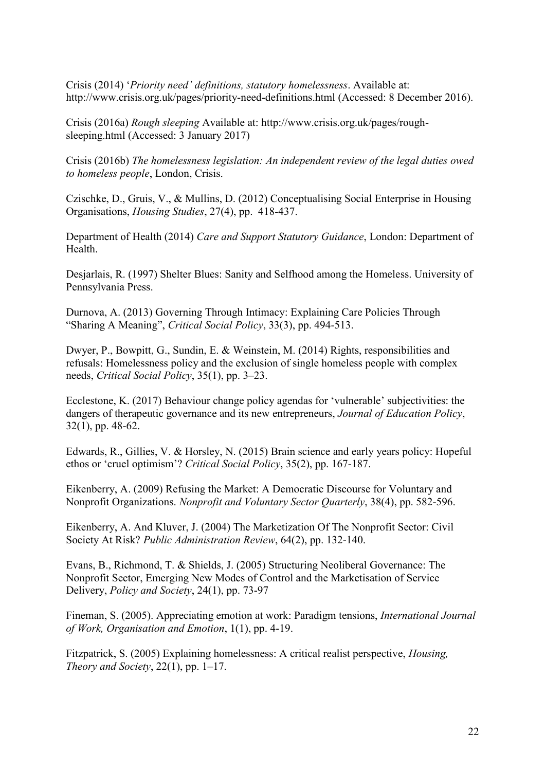Crisis (2014) '*Priority need' definitions, statutory homelessness*. Available at: http://www.crisis.org.uk/pages/priority-need-definitions.html (Accessed: 8 December 2016).

Crisis (2016a) *Rough sleeping* Available at: http://www.crisis.org.uk/pages/rough-sleeping.html (Accessed: 3 January 2017)

Crisis (2016b) *The homelessness legislation: An independent review of the legal duties owed to homeless people*, London, Crisis.

Czischke, D., Gruis, V., & Mullins, D. (2012) Conceptualising Social Enterprise in Housing Organisations, *Housing Studies*, 27(4), pp. 418-437.

Department of Health (2014) *Care and Support Statutory Guidance*, London: Department of Health.

Desjarlais, R. (1997) Shelter Blues: Sanity and Selfhood among the Homeless. University of Pennsylvania Press.

Durnova, A. (2013) Governing Through Intimacy: Explaining Care Policies Through "Sharing A Meaning", *Critical Social Policy*, 33(3), pp. 494-513.

Dwyer, P., Bowpitt, G., Sundin, E. & Weinstein, M. (2014) Rights, responsibilities and refusals: Homelessness policy and the exclusion of single homeless people with complex needs, *Critical Social Policy*, 35(1), pp. 3–23.

Ecclestone, K. (2017) Behaviour change policy agendas for 'vulnerable' subjectivities: the dangers of therapeutic governance and its new entrepreneurs, *Journal of Education Policy*, 32(1), pp. 48-62.

Edwards, R., Gillies, V. & Horsley, N. (2015) Brain science and early years policy: Hopeful ethos or 'cruel optimism'? *Critical Social Policy*, 35(2), pp. 167-187.

Eikenberry, A. (2009) Refusing the Market: A Democratic Discourse for Voluntary and Nonprofit Organizations. *Nonprofit and Voluntary Sector Quarterly*, 38(4), pp. 582-596.

Eikenberry, A. And Kluver, J. (2004) The Marketization Of The Nonprofit Sector: Civil Society At Risk? *Public Administration Review*, 64(2), pp. 132-140.

Evans, B., Richmond, T. & Shields, J. (2005) Structuring Neoliberal Governance: The Nonprofit Sector, Emerging New Modes of Control and the Marketisation of Service Delivery, *Policy and Society*, 24(1), pp. 73-97

Fineman, S. (2005). Appreciating emotion at work: Paradigm tensions, *International Journal of Work, Organisation and Emotion*, 1(1), pp. 4-19.

Fitzpatrick, S. (2005) Explaining homelessness: A critical realist perspective, *Housing, Theory and Society*, 22(1), pp. 1–17.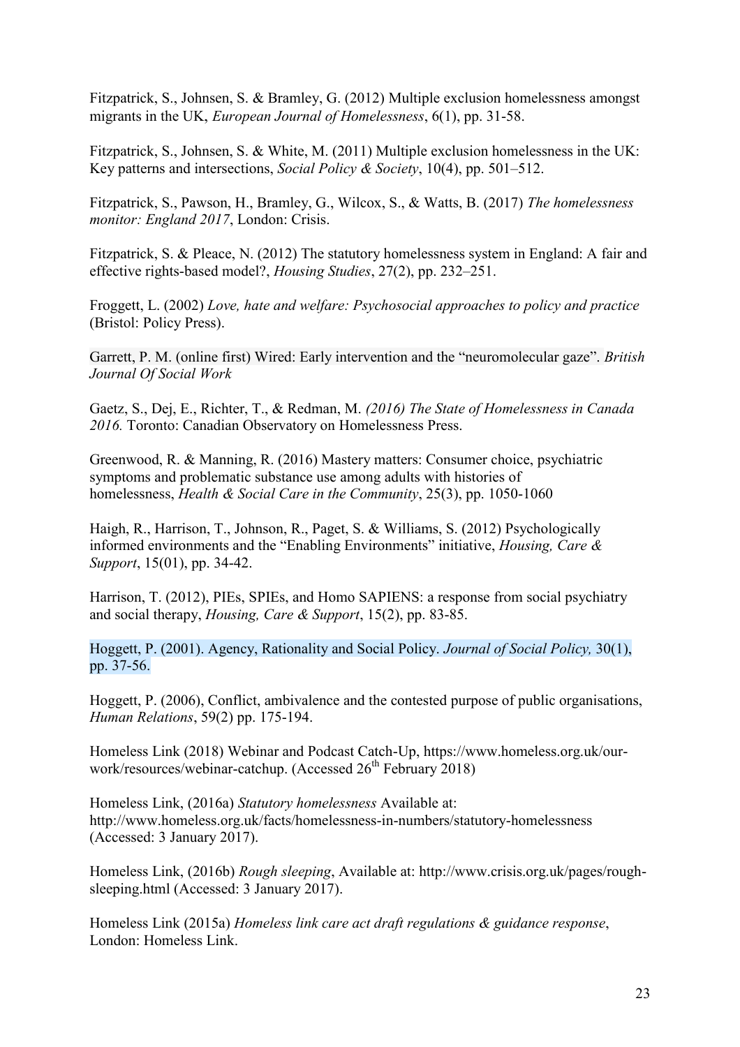Fitzpatrick, S., Johnsen, S. & Bramley, G. (2012) Multiple exclusion homelessness amongst migrants in the UK, *European Journal of Homelessness*, 6(1), pp. 31-58.

Fitzpatrick, S., Johnsen, S. & White, M. (2011) Multiple exclusion homelessness in the UK: Key patterns and intersections, *Social Policy & Society*, 10(4), pp. 501–512.

Fitzpatrick, S., Pawson, H., Bramley, G., Wilcox, S., & Watts, B. (2017) *The homelessness monitor: England 2017*, London: Crisis.

Fitzpatrick, S. & Pleace, N. (2012) The statutory homelessness system in England: A fair and effective rights-based model?, *Housing Studies*, 27(2), pp. 232–251.

Froggett, L. (2002) *Love, hate and welfare: Psychosocial approaches to policy and practice* (Bristol: Policy Press).

Garrett, P. M. (online first) Wired: Early intervention and the "neuromolecular gaze". *British Journal Of Social Work*

Gaetz, S., Dej, E., Richter, T., & Redman, M. *(2016) The State of Homelessness in Canada 2016.* Toronto: Canadian Observatory on Homelessness Press.

Greenwood, R. & Manning, R. (2016) Mastery matters: Consumer choice, psychiatric symptoms and problematic substance use among adults with histories of homelessness, *Health & Social Care in the Community*, 25(3), pp. 1050-1060

Haigh, R., Harrison, T., Johnson, R., Paget, S. & Williams, S. (2012) Psychologically informed environments and the "Enabling Environments" initiative, *Housing, Care & Support*, 15(01), pp. 34-42.

Harrison, T. (2012), PIEs, SPIEs, and Homo SAPIENS: a response from social psychiatry and social therapy, *Housing, Care & Support*, 15(2), pp. 83-85.

Hoggett, P. (2001). Agency, Rationality and Social Policy. *Journal of Social Policy,* 30(1), pp. 37-56.

Hoggett, P. (2006), Conflict, ambivalence and the contested purpose of public organisations, *Human Relations*, 59(2) pp. 175-194.

Homeless Link (2018) Webinar and Podcast Catch-Up, https://www.homeless.org.uk/our-work/resources/webinar-catchup. (Accessed 26th February 2018)

Homeless Link, (2016a) *Statutory homelessness* Available at: http://www.homeless.org.uk/facts/homelessness-in-numbers/statutory-homelessness (Accessed: 3 January 2017).

Homeless Link, (2016b) *Rough sleeping*, Available at: http://www.crisis.org.uk/pages/rough-sleeping.html (Accessed: 3 January 2017).

Homeless Link (2015a) *Homeless link care act draft regulations & guidance response*, London: Homeless Link.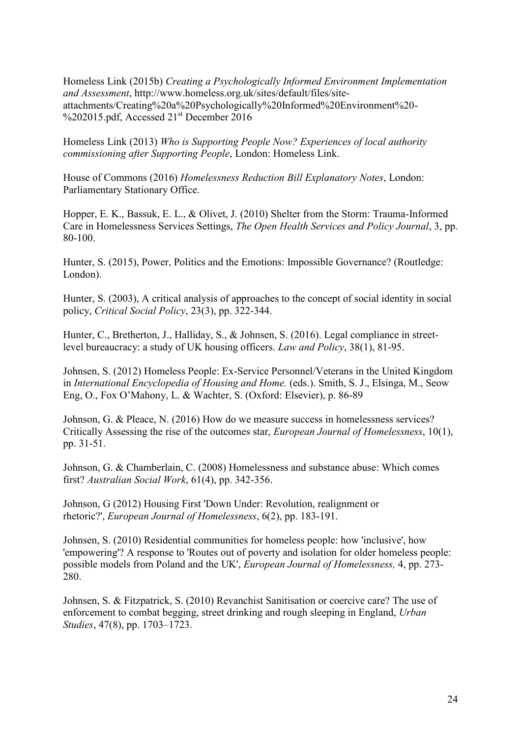Homeless Link (2015b) *Creating a Psychologically Informed Environment Implementation and Assessment*, http://www.homeless.org.uk/sites/default/files/site-attachments/Creating%20a%20Psychologically%20Informed%20Environment%20-%202015.pdf, Accessed 21st December 2016

Homeless Link (2013) *Who is Supporting People Now? Experiences of local authority commissioning after Supporting People*, London: Homeless Link.

House of Commons (2016) *Homelessness Reduction Bill Explanatory Notes*, London: Parliamentary Stationary Office.

Hopper, E. K., Bassuk, E. L., & Olivet, J. (2010) Shelter from the Storm: Trauma-Informed Care in Homelessness Services Settings, *The Open Health Services and Policy Journal*, 3, pp. 80-100.

Hunter, S. (2015), Power, Politics and the Emotions: Impossible Governance? (Routledge: London).

Hunter, S. (2003), A critical analysis of approaches to the concept of social identity in social policy, *Critical Social Policy*, 23(3), pp. 322-344.

Hunter, C., Bretherton, J., Halliday, S., & Johnsen, S. (2016). Legal compliance in street-level bureaucracy: a study of UK housing officers. *Law and Policy*, 38(1), 81-95.

Johnsen, S. (2012) Homeless People: Ex-Service Personnel/Veterans in the United Kingdom in *International Encyclopedia of Housing and Home.* (eds.). Smith, S. J., Elsinga, M., Seow Eng, O., Fox O'Mahony, L. & Wachter, S. (Oxford: Elsevier), p. 86-89

Johnson, G. & Pleace, N. (2016) How do we measure success in homelessness services? Critically Assessing the rise of the outcomes star, *European Journal of Homelessness*, 10(1), pp. 31-51.

Johnson, G. & Chamberlain, C. (2008) Homelessness and substance abuse: Which comes first? *Australian Social Work*, 61(4), pp. 342-356.

Johnson, G (2012) Housing First 'Down Under: Revolution, realignment or rhetoric?', *European Journal of Homelessness*, 6(2), pp. 183-191.

Johnsen, S. (2010) Residential communities for homeless people: how 'inclusive', how 'empowering'? A response to 'Routes out of poverty and isolation for older homeless people: possible models from Poland and the UK', *European Journal of Homelessness,* 4, pp. 273-280.

Johnsen, S. & Fitzpatrick, S. (2010) Revanchist Sanitisation or coercive care? The use of enforcement to combat begging, street drinking and rough sleeping in England, *Urban Studies*, 47(8), pp. 1703–1723.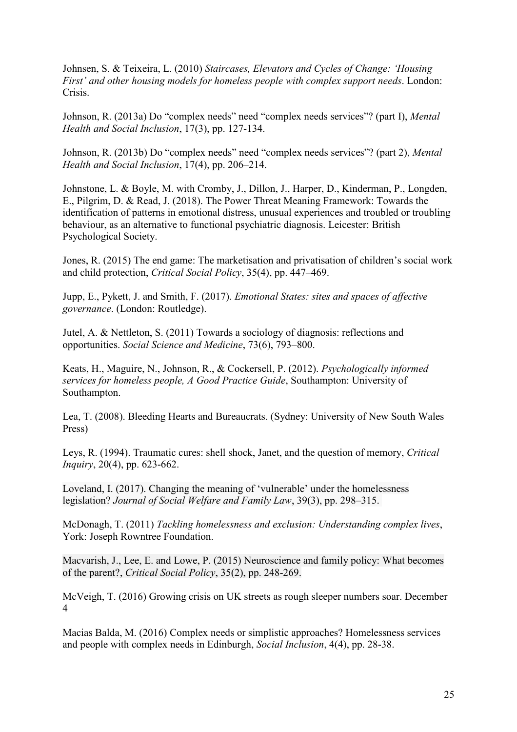Johnsen, S. & Teixeira, L. (2010) *Staircases, Elevators and Cycles of Change: 'Housing First' and other housing models for homeless people with complex support needs*. London: Crisis.

Johnson, R. (2013a) Do "complex needs" need "complex needs services"? (part I), *Mental Health and Social Inclusion*, 17(3), pp. 127-134.

Johnson, R. (2013b) Do "complex needs" need "complex needs services"? (part 2), *Mental Health and Social Inclusion*, 17(4), pp. 206–214.

Johnstone, L. & Boyle, M. with Cromby, J., Dillon, J., Harper, D., Kinderman, P., Longden, E., Pilgrim, D. & Read, J. (2018). The Power Threat Meaning Framework: Towards the identification of patterns in emotional distress, unusual experiences and troubled or troubling behaviour, as an alternative to functional psychiatric diagnosis. Leicester: British Psychological Society.

Jones, R. (2015) The end game: The marketisation and privatisation of children's social work and child protection, *Critical Social Policy*, 35(4), pp. 447–469.

Jupp, E., Pykett, J. and Smith, F. (2017). *Emotional States: sites and spaces of affective governance*. (London: Routledge).

Jutel, A. & Nettleton, S. (2011) Towards a sociology of diagnosis: reflections and opportunities. *Social Science and Medicine*, 73(6), 793–800.

Keats, H., Maguire, N., Johnson, R., & Cockersell, P. (2012). *Psychologically informed services for homeless people, A Good Practice Guide*, Southampton: University of Southampton.

Lea, T. (2008). Bleeding Hearts and Bureaucrats. (Sydney: University of New South Wales Press)

Leys, R. (1994). Traumatic cures: shell shock, Janet, and the question of memory, *Critical Inquiry*, 20(4), pp. 623-662.

Loveland, I. (2017). Changing the meaning of 'vulnerable' under the homelessness legislation? *Journal of Social Welfare and Family Law*, 39(3), pp. 298–315.

McDonagh, T. (2011) *Tackling homelessness and exclusion: Understanding complex lives*, York: Joseph Rowntree Foundation.

Macvarish, J., Lee, E. and Lowe, P. (2015) Neuroscience and family policy: What becomes of the parent?, *Critical Social Policy*, 35(2), pp. 248-269.

McVeigh, T. (2016) Growing crisis on UK streets as rough sleeper numbers soar. December 4

Macias Balda, M. (2016) Complex needs or simplistic approaches? Homelessness services and people with complex needs in Edinburgh, *Social Inclusion*, 4(4), pp. 28-38.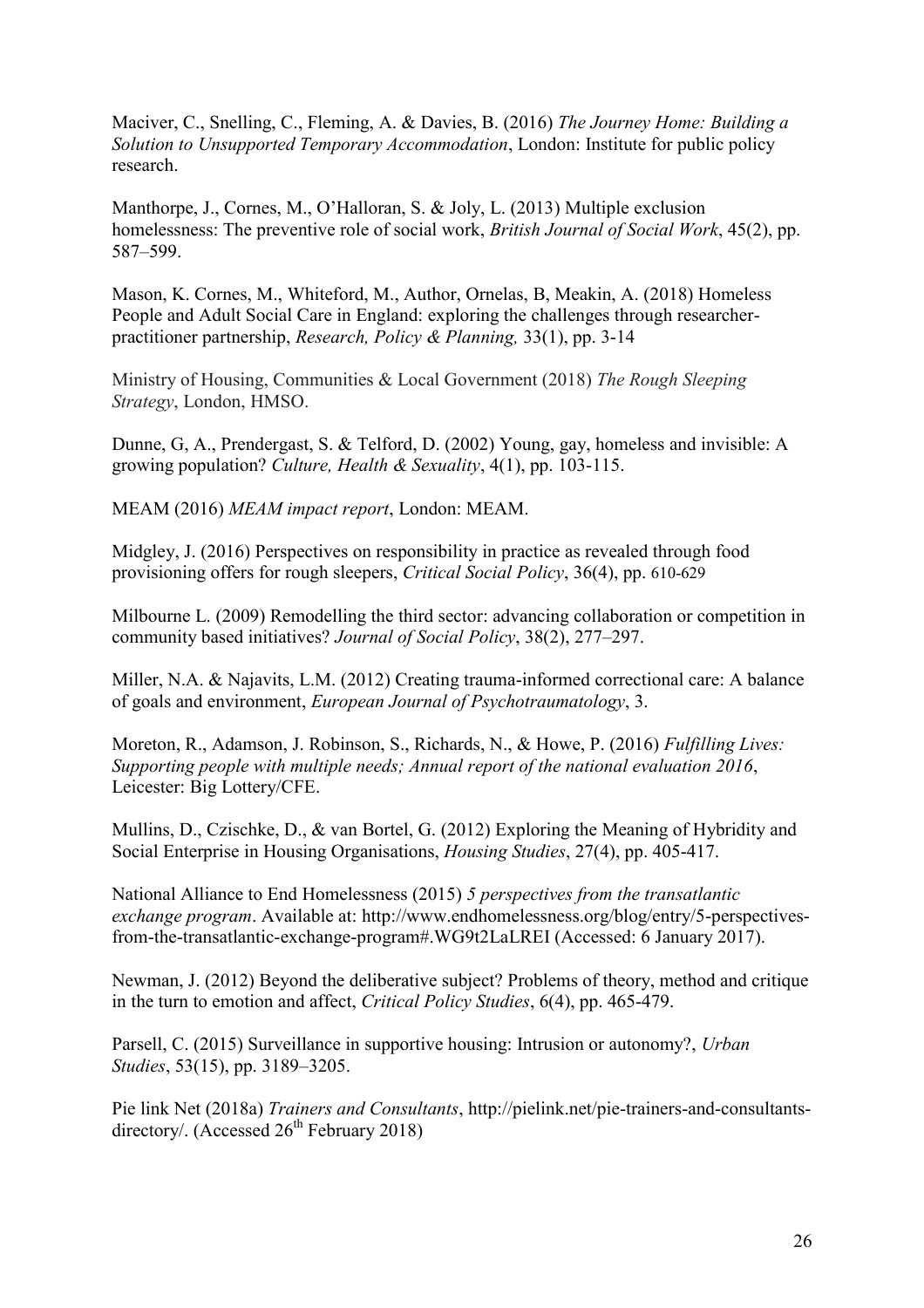Maciver, C., Snelling, C., Fleming, A. & Davies, B. (2016) *The Journey Home: Building a Solution to Unsupported Temporary Accommodation*, London: Institute for public policy research.

Manthorpe, J., Cornes, M., O'Halloran, S. & Joly, L. (2013) Multiple exclusion homelessness: The preventive role of social work, *British Journal of Social Work*, 45(2), pp. 587–599.

Mason, K. Cornes, M., Whiteford, M., Author, Ornelas, B, Meakin, A. (2018) Homeless People and Adult Social Care in England: exploring the challenges through researcher-practitioner partnership, *Research, Policy & Planning,* 33(1), pp. 3-14

Ministry of Housing, Communities & Local Government (2018) *The Rough Sleeping Strategy*, London, HMSO.

Dunne, G, A., Prendergast, S. & Telford, D. (2002) Young, gay, homeless and invisible: A growing population? *Culture, Health & Sexuality*, 4(1), pp. 103-115.

MEAM (2016) *MEAM impact report*, London: MEAM.

Midgley, J. (2016) Perspectives on responsibility in practice as revealed through food provisioning offers for rough sleepers, *Critical Social Policy*, 36(4), pp. 610-629

Milbourne L. (2009) Remodelling the third sector: advancing collaboration or competition in community based initiatives? *Journal of Social Policy*, 38(2), 277–297.

Miller, N.A. & Najavits, L.M. (2012) Creating trauma-informed correctional care: A balance of goals and environment, *European Journal of Psychotraumatology*, 3.

Moreton, R., Adamson, J. Robinson, S., Richards, N., & Howe, P. (2016) *Fulfilling Lives: Supporting people with multiple needs; Annual report of the national evaluation 2016*, Leicester: Big Lottery/CFE.

Mullins, D., Czischke, D., & van Bortel, G. (2012) Exploring the Meaning of Hybridity and Social Enterprise in Housing Organisations, *Housing Studies*, 27(4), pp. 405-417.

National Alliance to End Homelessness (2015) *5 perspectives from the transatlantic exchange program*. Available at: http://www.endhomelessness.org/blog/entry/5-perspectives-from-the-transatlantic-exchange-program#.WG9t2LaLREI (Accessed: 6 January 2017).

Newman, J. (2012) Beyond the deliberative subject? Problems of theory, method and critique in the turn to emotion and affect, *Critical Policy Studies*, 6(4), pp. 465-479.

Parsell, C. (2015) Surveillance in supportive housing: Intrusion or autonomy?, *Urban Studies*, 53(15), pp. 3189–3205.

Pie link Net (2018a) *Trainers and Consultants*, http://pielink.net/pie-trainers-and-consultants-directory/. (Accessed 26th February 2018)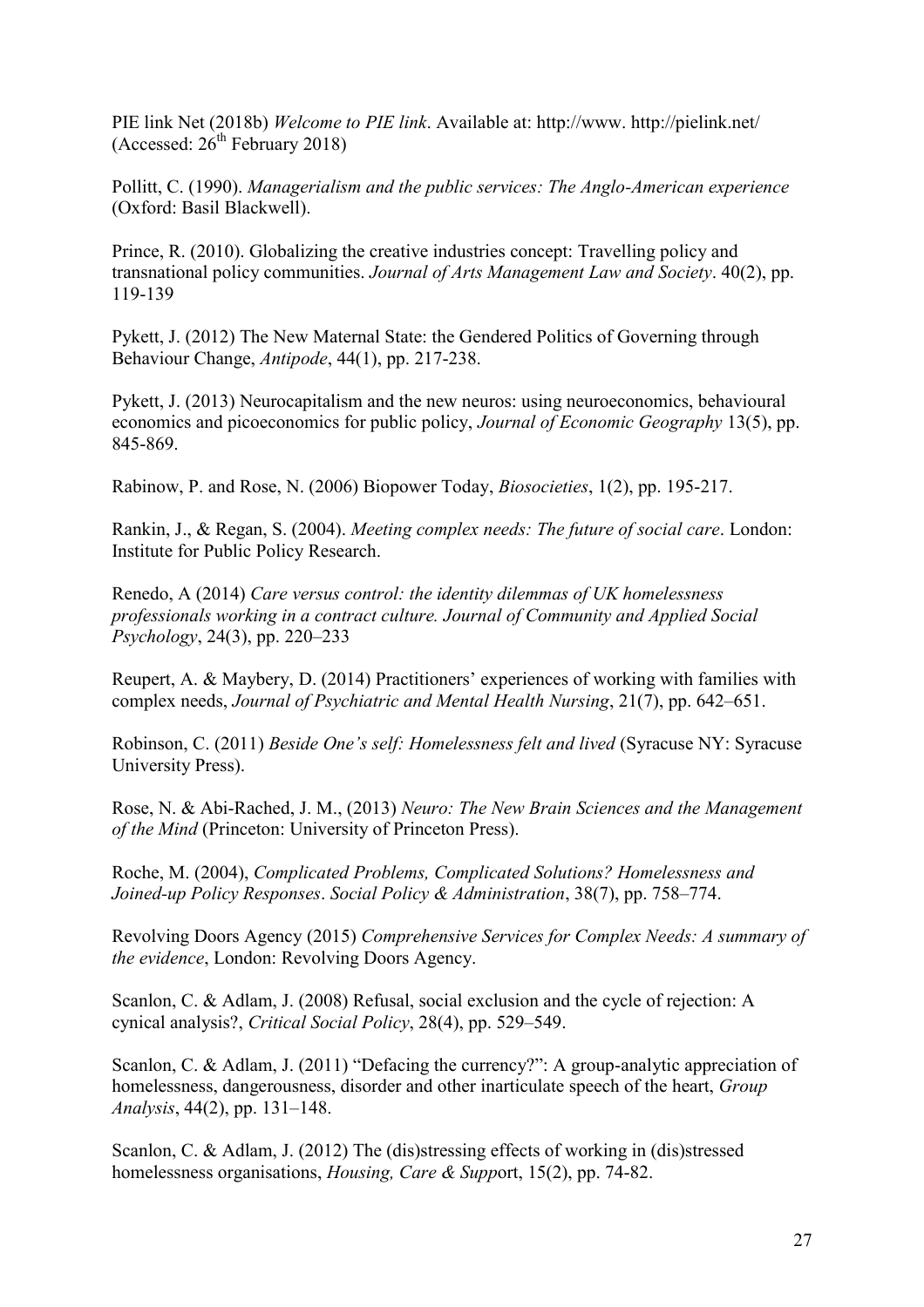PIE link Net (2018b) *Welcome to PIE link*. Available at: http://www. http://pielink.net/ (Accessed: 26th February 2018)

Pollitt, C. (1990). *Managerialism and the public services: The Anglo-American experience* (Oxford: Basil Blackwell).

Prince, R. (2010). Globalizing the creative industries concept: Travelling policy and transnational policy communities. *Journal of Arts Management Law and Society*. 40(2), pp. 119-139

Pykett, J. (2012) The New Maternal State: the Gendered Politics of Governing through Behaviour Change, *Antipode*, 44(1), pp. 217-238.

Pykett, J. (2013) Neurocapitalism and the new neuros: using neuroeconomics, behavioural economics and picoeconomics for public policy, *Journal of Economic Geography* 13(5), pp. 845-869.

Rabinow, P. and Rose, N. (2006) Biopower Today, *Biosocieties*, 1(2), pp. 195-217.

Rankin, J., & Regan, S. (2004). *Meeting complex needs: The future of social care*. London: Institute for Public Policy Research.

Renedo, A (2014) *Care versus control: the identity dilemmas of UK homelessness professionals working in a contract culture. Journal of Community and Applied Social Psychology*, 24(3), pp. 220–233

Reupert, A. & Maybery, D. (2014) Practitioners' experiences of working with families with complex needs, *Journal of Psychiatric and Mental Health Nursing*, 21(7), pp. 642–651.

Robinson, C. (2011) *Beside One's self: Homelessness felt and lived* (Syracuse NY: Syracuse University Press).

Rose, N. & Abi-Rached, J. M., (2013) *Neuro: The New Brain Sciences and the Management of the Mind* (Princeton: University of Princeton Press).

Roche, M. (2004), *Complicated Problems, Complicated Solutions? Homelessness and Joined-up Policy Responses*. *Social Policy & Administration*, 38(7), pp. 758–774.

Revolving Doors Agency (2015) *Comprehensive Services for Complex Needs: A summary of the evidence*, London: Revolving Doors Agency.

Scanlon, C. & Adlam, J. (2008) Refusal, social exclusion and the cycle of rejection: A cynical analysis?, *Critical Social Policy*, 28(4), pp. 529–549.

Scanlon, C. & Adlam, J. (2011) "Defacing the currency?": A group-analytic appreciation of homelessness, dangerousness, disorder and other inarticulate speech of the heart, *Group Analysis*, 44(2), pp. 131–148.

Scanlon, C. & Adlam, J. (2012) The (dis)stressing effects of working in (dis)stressed homelessness organisations, *Housing, Care & Supp*ort, 15(2), pp. 74-82.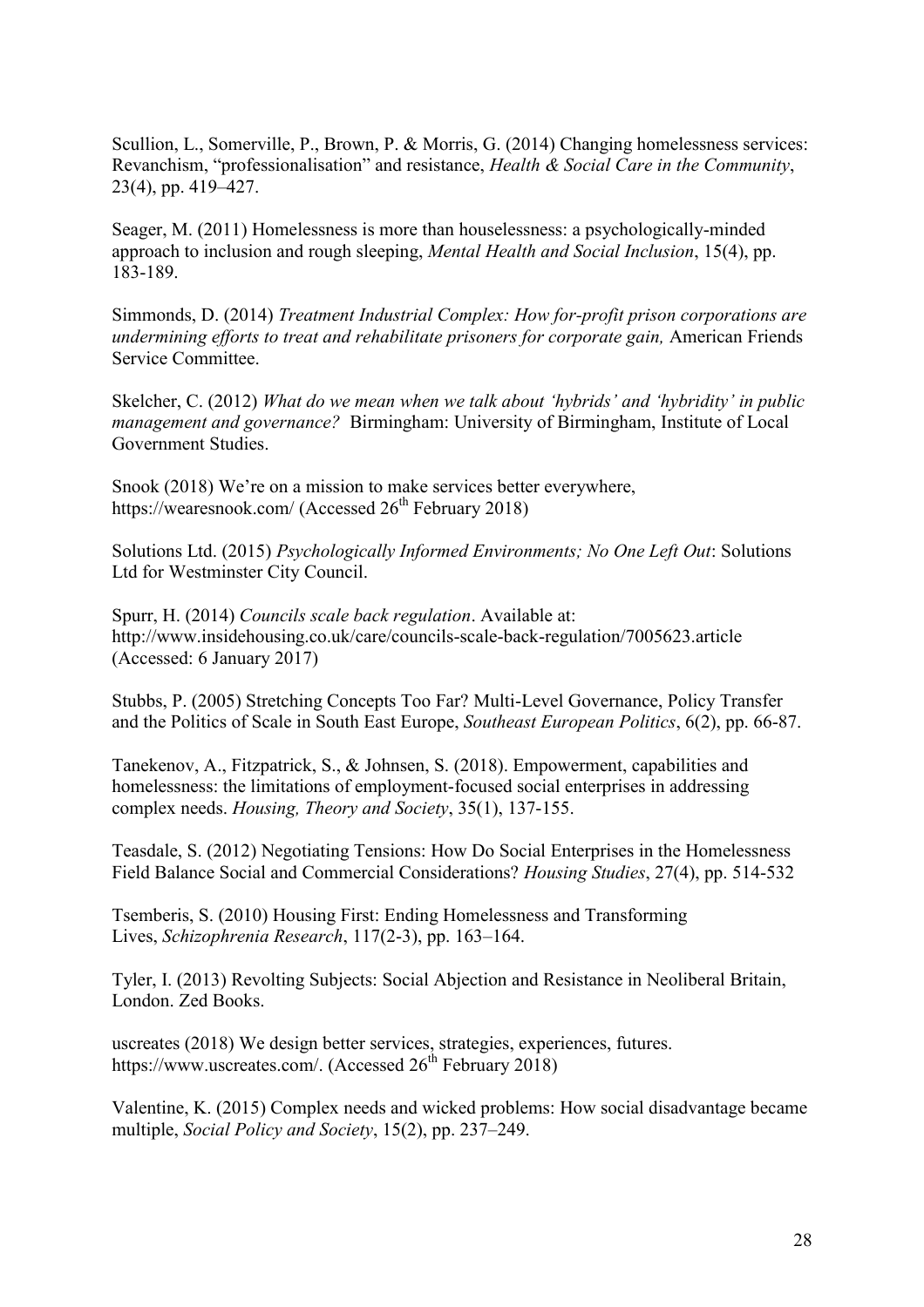Scullion, L., Somerville, P., Brown, P. & Morris, G. (2014) Changing homelessness services: Revanchism, "professionalisation" and resistance, *Health & Social Care in the Community*, 23(4), pp. 419–427.

Seager, M. (2011) Homelessness is more than houselessness: a psychologically-minded approach to inclusion and rough sleeping, *Mental Health and Social Inclusion*, 15(4), pp. 183-189.

Simmonds, D. (2014) *Treatment Industrial Complex: How for-profit prison corporations are undermining efforts to treat and rehabilitate prisoners for corporate gain,* American Friends Service Committee.

Skelcher, C. (2012) *What do we mean when we talk about 'hybrids' and 'hybridity' in public management and governance?* Birmingham: University of Birmingham, Institute of Local Government Studies.

Snook (2018) We're on a mission to make services better everywhere, https://wearesnook.com/ (Accessed 26th February 2018)

Solutions Ltd. (2015) *Psychologically Informed Environments; No One Left Out*: Solutions Ltd for Westminster City Council.

Spurr, H. (2014) *Councils scale back regulation*. Available at: http://www.insidehousing.co.uk/care/councils-scale-back-regulation/7005623.article (Accessed: 6 January 2017)

Stubbs, P. (2005) Stretching Concepts Too Far? Multi-Level Governance, Policy Transfer and the Politics of Scale in South East Europe, *Southeast European Politics*, 6(2), pp. 66-87.

Tanekenov, A., Fitzpatrick, S., & Johnsen, S. (2018). Empowerment, capabilities and homelessness: the limitations of employment-focused social enterprises in addressing complex needs. *Housing, Theory and Society*, 35(1), 137-155.

Teasdale, S. (2012) Negotiating Tensions: How Do Social Enterprises in the Homelessness Field Balance Social and Commercial Considerations? *Housing Studies*, 27(4), pp. 514-532

Tsemberis, S. (2010) Housing First: Ending Homelessness and Transforming Lives, *Schizophrenia Research*, 117(2-3), pp. 163–164.

Tyler, I. (2013) Revolting Subjects: Social Abjection and Resistance in Neoliberal Britain, London. Zed Books.

uscreates (2018) We design better services, strategies, experiences, futures. https://www.uscreates.com/. (Accessed 26th February 2018)

Valentine, K. (2015) Complex needs and wicked problems: How social disadvantage became multiple, *Social Policy and Society*, 15(2), pp. 237–249.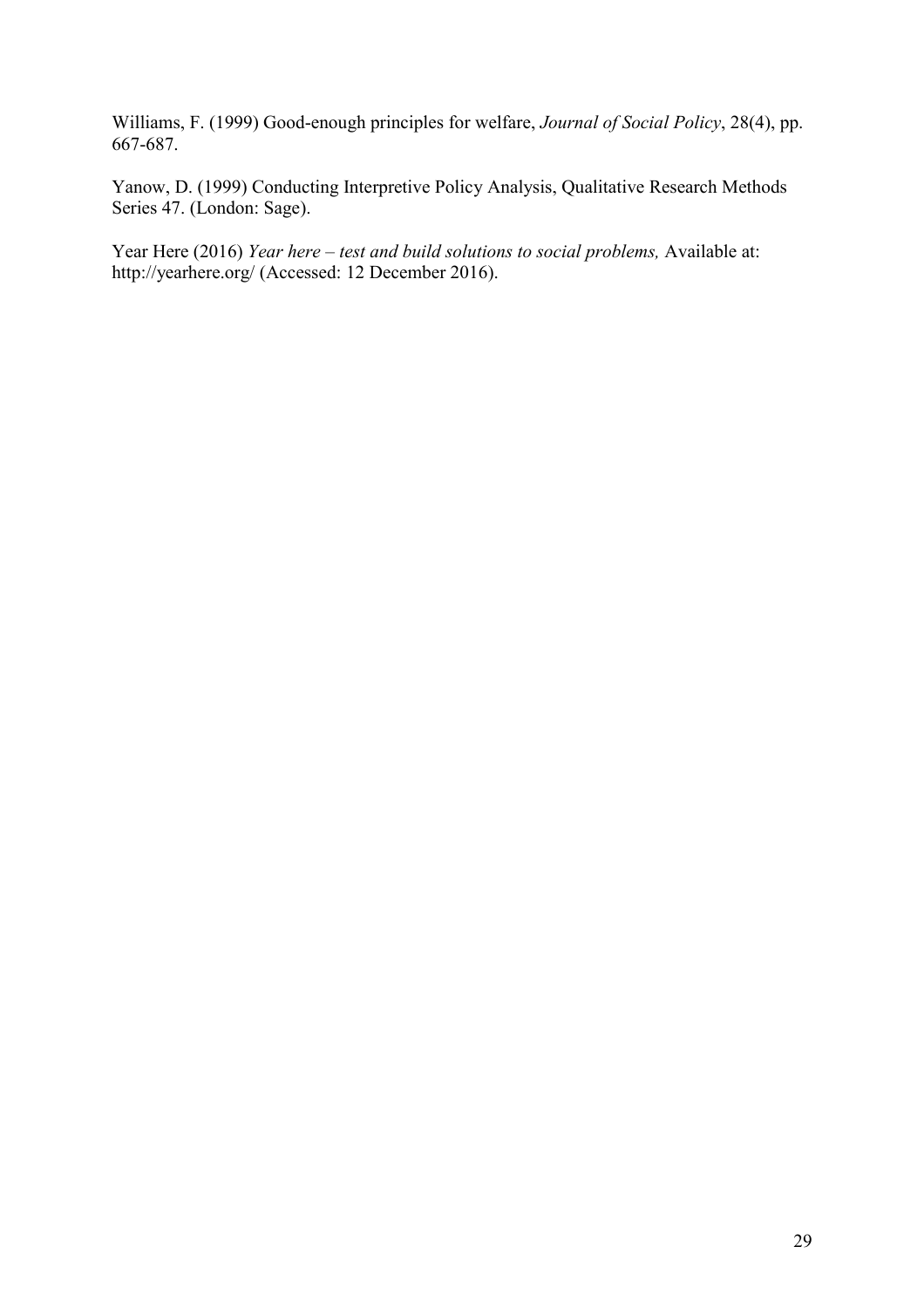Williams, F. (1999) Good-enough principles for welfare, *Journal of Social Policy*, 28(4), pp. 667-687.

Yanow, D. (1999) Conducting Interpretive Policy Analysis, Qualitative Research Methods Series 47. (London: Sage).

Year Here (2016) *Year here – test and build solutions to social problems,* Available at: http://yearhere.org/ (Accessed: 12 December 2016).